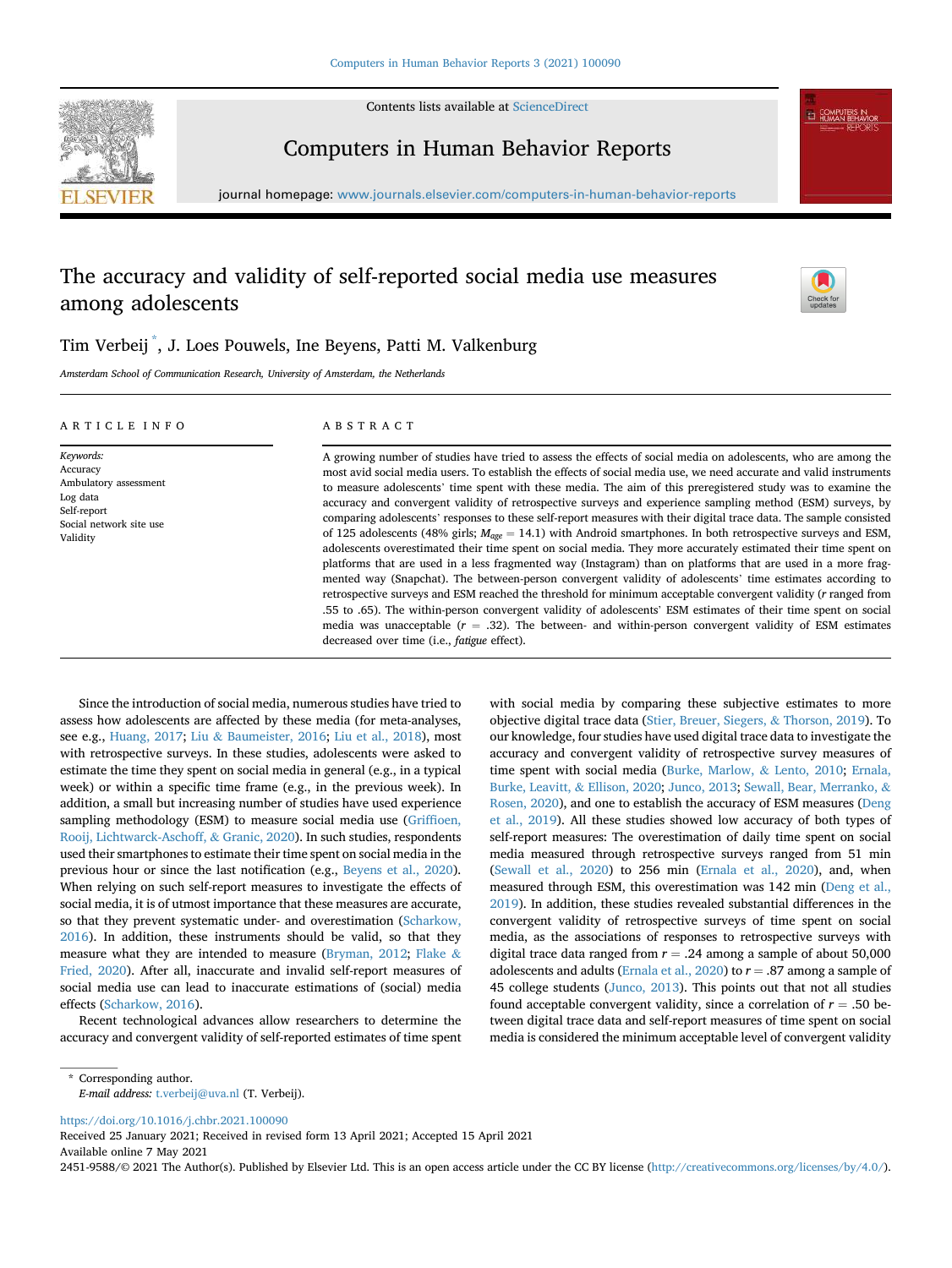Contents lists available at ScienceDirect

Computers in Human Behavior Reports

journal homepage: www.journals.elsevier.com/computers-in-human-behavior-reports

# The accuracy and validity of self-reported social media use measures among adolescents

Tim Verbeij *, J. Loes Pouwels, Ine Beyens, Patti M. Valkenburg

*Amsterdam School of Communication Research, University of Amsterdam, the Netherlands*

## ARTICLE INFO

*Keywords:*
Accuracy
Ambulatory assessment
Log data
Self-report
Social network site use
Validity

## ABSTRACT

A growing number of studies have tried to assess the effects of social media on adolescents, who are among the most avid social media users. To establish the effects of social media use, we need accurate and valid instruments to measure adolescents' time spent with these media. The aim of this preregistered study was to examine the accuracy and convergent validity of retrospective surveys and experience sampling method (ESM) surveys, by comparing adolescents' responses to these self-report measures with their digital trace data. The sample consisted of 125 adolescents (48% girls; $M_{age} = 14.1$) with Android smartphones. In both retrospective surveys and ESM, adolescents overestimated their time spent on social media. They more accurately estimated their time spent on platforms that are used in a less fragmented way (Instagram) than on platforms that are used in a more fragmented way (Snapchat). The between-person convergent validity of adolescents' time estimates according to retrospective surveys and ESM reached the threshold for minimum acceptable convergent validity ($r$ ranged from .55 to .65). The within-person convergent validity of adolescents' ESM estimates of their time spent on social media was unacceptable ($r = .32$). The between- and within-person convergent validity of ESM estimates decreased over time (i.e., *fatigue* effect).

Since the introduction of social media, numerous studies have tried to assess how adolescents are affected by these media (for meta-analyses, see e.g., Huang, 2017; Liu & Baumeister, 2016; Liu et al., 2018), most with retrospective surveys. In these studies, adolescents were asked to estimate the time they spent on social media in general (e.g., in a typical week) or within a specific time frame (e.g., in the previous week). In addition, a small but increasing number of studies have used experience sampling methodology (ESM) to measure social media use (Griffioen, Rooij, Lichtwarck-Aschoff, & Granic, 2020). In such studies, respondents used their smartphones to estimate their time spent on social media in the previous hour or since the last notification (e.g., Beyens et al., 2020). When relying on such self-report measures to investigate the effects of social media, it is of utmost importance that these measures are accurate, so that they prevent systematic under- and overestimation (Scharkow, 2016). In addition, these instruments should be valid, so that they measure what they are intended to measure (Bryman, 2012; Flake & Fried, 2020). After all, inaccurate and invalid self-report measures of social media use can lead to inaccurate estimations of (social) media effects (Scharkow, 2016).

Recent technological advances allow researchers to determine the accuracy and convergent validity of self-reported estimates of time spent with social media by comparing these subjective estimates to more objective digital trace data (Stier, Breuer, Siegers, & Thorson, 2019). To our knowledge, four studies have used digital trace data to investigate the accuracy and convergent validity of retrospective survey measures of time spent with social media (Burke, Marlow, & Lento, 2010; Ernala, Burke, Leavitt, & Ellison, 2020; Junco, 2013; Sewall, Bear, Merranko, & Rosen, 2020), and one to establish the accuracy of ESM measures (Deng et al., 2019). All these studies showed low accuracy of both types of self-report measures: The overestimation of daily time spent on social media measured through retrospective surveys ranged from 51 min (Sewall et al., 2020) to 256 min (Ernala et al., 2020), and, when measured through ESM, this overestimation was 142 min (Deng et al., 2019). In addition, these studies revealed substantial differences in the convergent validity of retrospective surveys of time spent on social media, as the associations of responses to retrospective surveys with digital trace data ranged from $r = .24$ among a sample of about 50,000 adolescents and adults (Ernala et al., 2020) to $r = .87$ among a sample of 45 college students (Junco, 2013). This points out that not all studies found acceptable convergent validity, since a correlation of $r = .50$ between digital trace data and self-report measures of time spent on social media is considered the minimum acceptable level of convergent validity

\* Corresponding author.
*E-mail address:* t.verbeij@uva.nl (T. Verbeij).

https://doi.org/10.1016/j.chbr.2021.100090
Received 25 January 2021; Received in revised form 13 April 2021; Accepted 15 April 2021
Available online 7 May 2021
2451-9588/© 2021 The Author(s). Published by Elsevier Ltd. This is an open access article under the CC BY license (http://creativecommons.org/licenses/by/4.0/).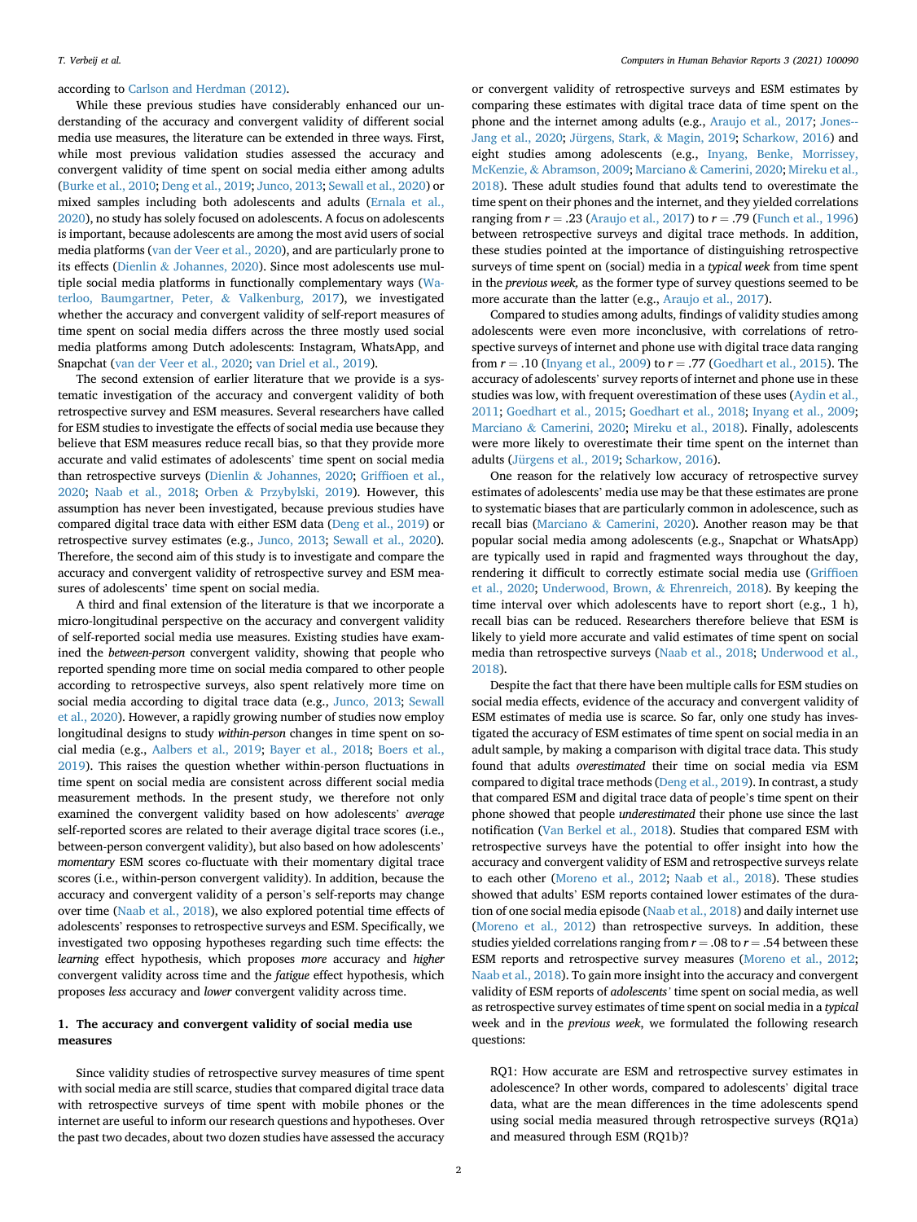according to Carlson and Herdman (2012).

While these previous studies have considerably enhanced our understanding of the accuracy and convergent validity of different social media use measures, the literature can be extended in three ways. First, while most previous validation studies assessed the accuracy and convergent validity of time spent on social media either among adults (Burke et al., 2010; Deng et al., 2019; Junco, 2013; Sewall et al., 2020) or mixed samples including both adolescents and adults (Ernala et al., 2020), no study has solely focused on adolescents. A focus on adolescents is important, because adolescents are among the most avid users of social media platforms (van der Veer et al., 2020), and are particularly prone to its effects (Dienlin & Johannes, 2020). Since most adolescents use multiple social media platforms in functionally complementary ways (Waterloo, Baumgartner, Peter, & Valkenburg, 2017), we investigated whether the accuracy and convergent validity of self-report measures of time spent on social media differs across the three mostly used social media platforms among Dutch adolescents: Instagram, WhatsApp, and Snapchat (van der Veer et al., 2020; van Driel et al., 2019).

The second extension of earlier literature that we provide is a systematic investigation of the accuracy and convergent validity of both retrospective survey and ESM measures. Several researchers have called for ESM studies to investigate the effects of social media use because they believe that ESM measures reduce recall bias, so that they provide more accurate and valid estimates of adolescents' time spent on social media than retrospective surveys (Dienlin & Johannes, 2020; Griffioen et al., 2020; Naab et al., 2018; Orben & Przybylski, 2019). However, this assumption has never been investigated, because previous studies have compared digital trace data with either ESM data (Deng et al., 2019) or retrospective survey estimates (e.g., Junco, 2013; Sewall et al., 2020). Therefore, the second aim of this study is to investigate and compare the accuracy and convergent validity of retrospective survey and ESM measures of adolescents' time spent on social media.

A third and final extension of the literature is that we incorporate a micro-longitudinal perspective on the accuracy and convergent validity of self-reported social media use measures. Existing studies have examined the *between-person* convergent validity, showing that people who reported spending more time on social media compared to other people according to retrospective surveys, also spent relatively more time on social media according to digital trace data (e.g., Junco, 2013; Sewall et al., 2020). However, a rapidly growing number of studies now employ longitudinal designs to study *within-person* changes in time spent on social media (e.g., Aalbers et al., 2019; Bayer et al., 2018; Boers et al., 2019). This raises the question whether within-person fluctuations in time spent on social media are consistent across different social media measurement methods. In the present study, we therefore not only examined the convergent validity based on how adolescents' *average* self-reported scores are related to their average digital trace scores (i.e., between-person convergent validity), but also based on how adolescents' *momentary* ESM scores co-fluctuate with their momentary digital trace scores (i.e., within-person convergent validity). In addition, because the accuracy and convergent validity of a person's self-reports may change over time (Naab et al., 2018), we also explored potential time effects of adolescents' responses to retrospective surveys and ESM. Specifically, we investigated two opposing hypotheses regarding such time effects: the *learning* effect hypothesis, which proposes *more* accuracy and *higher* convergent validity across time and the *fatigue* effect hypothesis, which proposes *less* accuracy and *lower* convergent validity across time.

## 1. The accuracy and convergent validity of social media use measures

Since validity studies of retrospective survey measures of time spent with social media are still scarce, studies that compared digital trace data with retrospective surveys of time spent with mobile phones or the internet are useful to inform our research questions and hypotheses. Over the past two decades, about two dozen studies have assessed the accuracy or convergent validity of retrospective surveys and ESM estimates by comparing these estimates with digital trace data of time spent on the phone and the internet among adults (e.g., Araujo et al., 2017; Jones-Jang et al., 2020; Jürgens, Stark, & Magin, 2019; Scharkow, 2016) and eight studies among adolescents (e.g., Inyang, Benke, Morrissey, McKenzie, & Abramson, 2009; Marciano & Camerini, 2020; Mireku et al., 2018). These adult studies found that adults tend to overestimate the time spent on their phones and the internet, and they yielded correlations ranging from $r = .23$ (Araujo et al., 2017) to $r = .79$ (Funch et al., 1996) between retrospective surveys and digital trace methods. In addition, these studies pointed at the importance of distinguishing retrospective surveys of time spent on (social) media in a *typical week* from time spent in the *previous week*, as the former type of survey questions seemed to be more accurate than the latter (e.g., Araujo et al., 2017).

Compared to studies among adults, findings of validity studies among adolescents were even more inconclusive, with correlations of retrospective surveys of internet and phone use with digital trace data ranging from $r = .10$ (Inyang et al., 2009) to $r = .77$ (Goedhart et al., 2015). The accuracy of adolescents' survey reports of internet and phone use in these studies was low, with frequent overestimation of these uses (Aydin et al., 2011; Goedhart et al., 2015; Goedhart et al., 2018; Inyang et al., 2009; Marciano & Camerini, 2020; Mireku et al., 2018). Finally, adolescents were more likely to overestimate their time spent on the internet than adults (Jürgens et al., 2019; Scharkow, 2016).

One reason for the relatively low accuracy of retrospective survey estimates of adolescents' media use may be that these estimates are prone to systematic biases that are particularly common in adolescence, such as recall bias (Marciano & Camerini, 2020). Another reason may be that popular social media among adolescents (e.g., Snapchat or WhatsApp) are typically used in rapid and fragmented ways throughout the day, rendering it difficult to correctly estimate social media use (Griffioen et al., 2020; Underwood, Brown, & Ehrenreich, 2018). By keeping the time interval over which adolescents have to report short (e.g., 1 h), recall bias can be reduced. Researchers therefore believe that ESM is likely to yield more accurate and valid estimates of time spent on social media than retrospective surveys (Naab et al., 2018; Underwood et al., 2018).

Despite the fact that there have been multiple calls for ESM studies on social media effects, evidence of the accuracy and convergent validity of ESM estimates of media use is scarce. So far, only one study has investigated the accuracy of ESM estimates of time spent on social media in an adult sample, by making a comparison with digital trace data. This study found that adults *overestimated* their time on social media via ESM compared to digital trace methods (Deng et al., 2019). In contrast, a study that compared ESM and digital trace data of people's time spent on their phone showed that people *underestimated* their phone use since the last notification (Van Berkel et al., 2018). Studies that compared ESM with retrospective surveys have the potential to offer insight into how the accuracy and convergent validity of ESM and retrospective surveys relate to each other (Moreno et al., 2012; Naab et al., 2018). These studies showed that adults' ESM reports contained lower estimates of the duration of one social media episode (Naab et al., 2018) and daily internet use (Moreno et al., 2012) than retrospective surveys. In addition, these studies yielded correlations ranging from $r = .08$ to $r = .54$ between these ESM reports and retrospective survey measures (Moreno et al., 2012; Naab et al., 2018). To gain more insight into the accuracy and convergent validity of ESM reports of *adolescents'* time spent on social media, as well as retrospective survey estimates of time spent on social media in a *typical* week and in the *previous week*, we formulated the following research questions:

> RQ1: How accurate are ESM and retrospective survey estimates in adolescence? In other words, compared to adolescents' digital trace data, what are the mean differences in the time adolescents spend using social media measured through retrospective surveys (RQ1a) and measured through ESM (RQ1b)?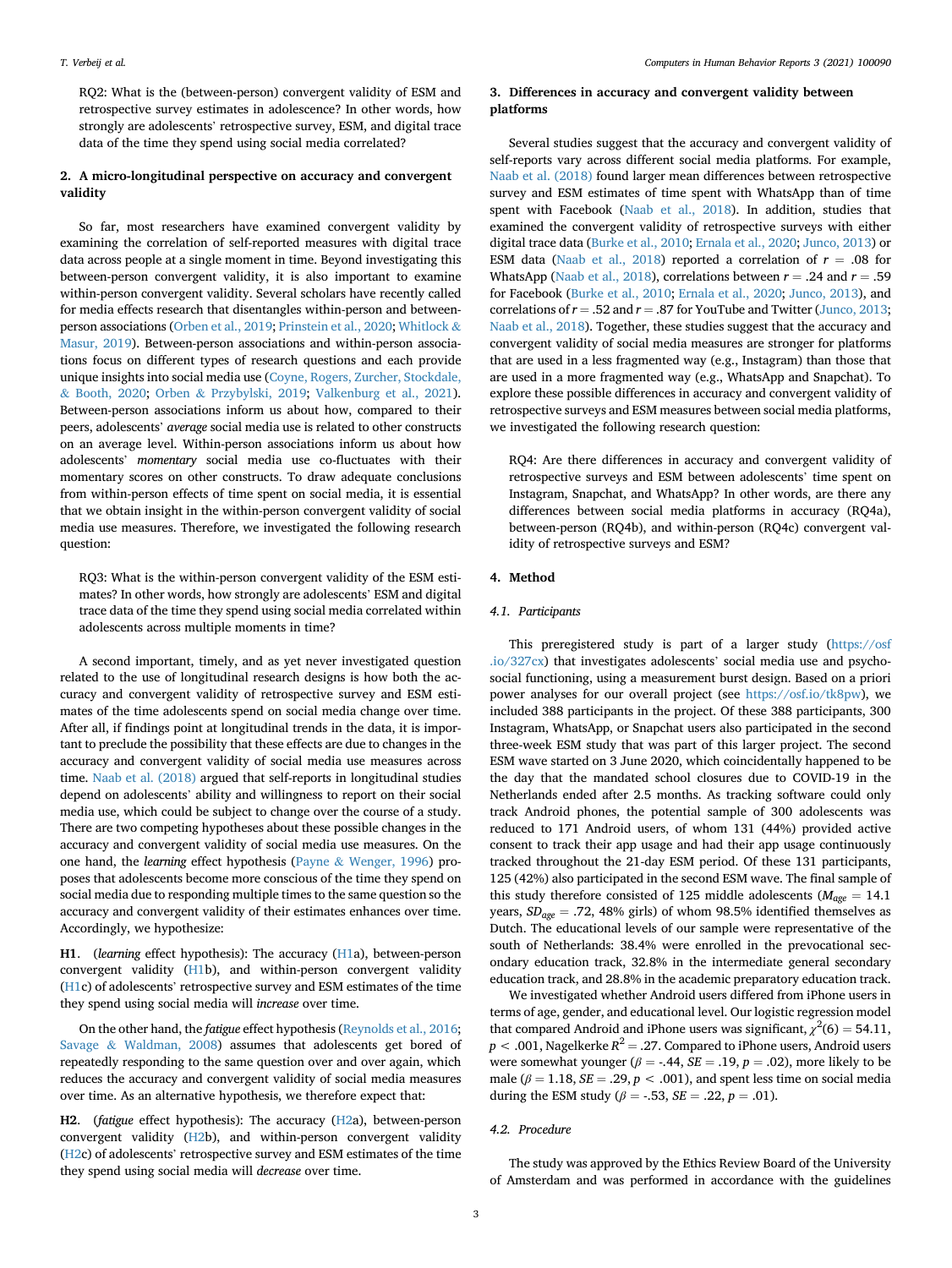RQ2: What is the (between-person) convergent validity of ESM and retrospective survey estimates in adolescence? In other words, how strongly are adolescents' retrospective survey, ESM, and digital trace data of the time they spend using social media correlated?

## 2. A micro-longitudinal perspective on accuracy and convergent validity

So far, most researchers have examined convergent validity by examining the correlation of self-reported measures with digital trace data across people at a single moment in time. Beyond investigating this between-person convergent validity, it is also important to examine within-person convergent validity. Several scholars have recently called for media effects research that disentangles within-person and between-person associations (Orben et al., 2019; Prinstein et al., 2020; Whitlock & Masur, 2019). Between-person associations and within-person associations focus on different types of research questions and each provide unique insights into social media use (Coyne, Rogers, Zurcher, Stockdale, & Booth, 2020; Orben & Przybylski, 2019; Valkenburg et al., 2021). Between-person associations inform us about how, compared to their peers, adolescents' *average* social media use is related to other constructs on an average level. Within-person associations inform us about how adolescents' *momentary* social media use co-fluctuates with their momentary scores on other constructs. To draw adequate conclusions from within-person effects of time spent on social media, it is essential that we obtain insight in the within-person convergent validity of social media use measures. Therefore, we investigated the following research question:

RQ3: What is the within-person convergent validity of the ESM estimates? In other words, how strongly are adolescents' ESM and digital trace data of the time they spend using social media correlated within adolescents across multiple moments in time?

A second important, timely, and as yet never investigated question related to the use of longitudinal research designs is how both the accuracy and convergent validity of retrospective survey and ESM estimates of the time adolescents spend on social media change over time. After all, if findings point at longitudinal trends in the data, it is important to preclude the possibility that these effects are due to changes in the accuracy and convergent validity of social media use measures across time. Naab et al. (2018) argued that self-reports in longitudinal studies depend on adolescents' ability and willingness to report on their social media use, which could be subject to change over the course of a study. There are two competing hypotheses about these possible changes in the accuracy and convergent validity of social media use measures. On the one hand, the *learning* effect hypothesis (Payne & Wenger, 1996) proposes that adolescents become more conscious of the time they spend on social media due to responding multiple times to the same question so the accuracy and convergent validity of their estimates enhances over time. Accordingly, we hypothesize:

**H1**. (*learning* effect hypothesis): The accuracy (H1a), between-person convergent validity (H1b), and within-person convergent validity (H1c) of adolescents' retrospective survey and ESM estimates of the time they spend using social media will *increase* over time.

On the other hand, the *fatigue* effect hypothesis (Reynolds et al., 2016; Savage & Waldman, 2008) assumes that adolescents get bored of repeatedly responding to the same question over and over again, which reduces the accuracy and convergent validity of social media measures over time. As an alternative hypothesis, we therefore expect that:

**H2**. (*fatigue* effect hypothesis): The accuracy (H2a), between-person convergent validity (H2b), and within-person convergent validity (H2c) of adolescents' retrospective survey and ESM estimates of the time they spend using social media will *decrease* over time.

## 3. Differences in accuracy and convergent validity between platforms

Several studies suggest that the accuracy and convergent validity of self-reports vary across different social media platforms. For example, Naab et al. (2018) found larger mean differences between retrospective survey and ESM estimates of time spent with WhatsApp than of time spent with Facebook (Naab et al., 2018). In addition, studies that examined the convergent validity of retrospective surveys with either digital trace data (Burke et al., 2010; Ernala et al., 2020; Junco, 2013) or ESM data (Naab et al., 2018) reported a correlation of $r = .08$ for WhatsApp (Naab et al., 2018), correlations between $r = .24$ and $r = .59$ for Facebook (Burke et al., 2010; Ernala et al., 2020; Junco, 2013), and correlations of $r = .52$ and $r = .87$ for YouTube and Twitter (Junco, 2013; Naab et al., 2018). Together, these studies suggest that the accuracy and convergent validity of social media measures are stronger for platforms that are used in a less fragmented way (e.g., Instagram) than those that are used in a more fragmented way (e.g., WhatsApp and Snapchat). To explore these possible differences in accuracy and convergent validity of retrospective surveys and ESM measures between social media platforms, we investigated the following research question:

RQ4: Are there differences in accuracy and convergent validity of retrospective surveys and ESM between adolescents' time spent on Instagram, Snapchat, and WhatsApp? In other words, are there any differences between social media platforms in accuracy (RQ4a), between-person (RQ4b), and within-person (RQ4c) convergent validity of retrospective surveys and ESM?

## 4. Method

### 4.1. Participants

This preregistered study is part of a larger study (https://osf.io/327cx) that investigates adolescents' social media use and psychosocial functioning, using a measurement burst design. Based on a priori power analyses for our overall project (see https://osf.io/tk8pw), we included 388 participants in the project. Of these 388 participants, 300 Instagram, WhatsApp, or Snapchat users also participated in the second three-week ESM study that was part of this larger project. The second ESM wave started on 3 June 2020, which coincidentally happened to be the day that the mandated school closures due to COVID-19 in the Netherlands ended after 2.5 months. As tracking software could only track Android phones, the potential sample of 300 adolescents was reduced to 171 Android users, of whom 131 (44%) provided active consent to track their app usage and had their app usage continuously tracked throughout the 21-day ESM period. Of these 131 participants, 125 (42%) also participated in the second ESM wave. The final sample of this study therefore consisted of 125 middle adolescents ($M_{age} = 14.1$ years, $SD_{age} = .72$, 48% girls) of whom 98.5% identified themselves as Dutch. The educational levels of our sample were representative of the south of Netherlands: 38.4% were enrolled in the prevocational secondary education track, 32.8% in the intermediate general secondary education track, and 28.8% in the academic preparatory education track.

We investigated whether Android users differed from iPhone users in terms of age, gender, and educational level. Our logistic regression model that compared Android and iPhone users was significant, $\chi^2(6) = 54.11$, $p < .001$, Nagelkerke $R^2 = .27$. Compared to iPhone users, Android users were somewhat younger ($\beta = -.44$, $SE = .19$, $p = .02$), more likely to be male ($\beta = 1.18$, $SE = .29$, $p < .001$), and spent less time on social media during the ESM study ($\beta = -.53$, $SE = .22$, $p = .01$).

### 4.2. Procedure

The study was approved by the Ethics Review Board of the University of Amsterdam and was performed in accordance with the guidelines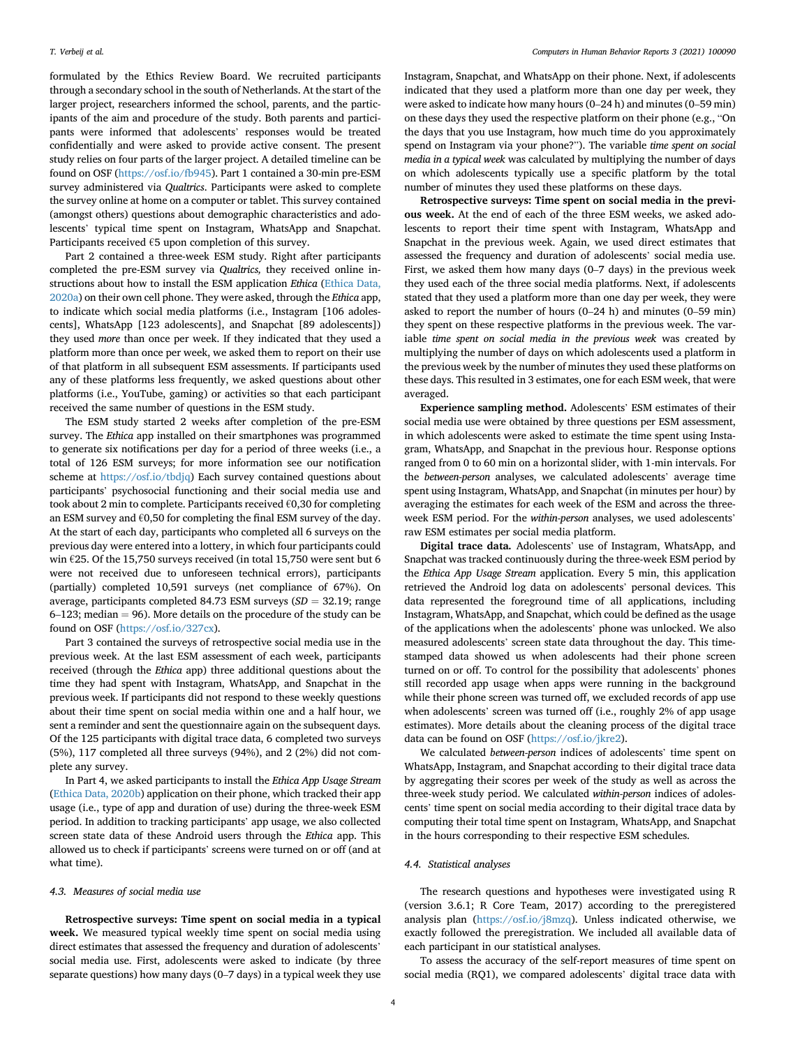formulated by the Ethics Review Board. We recruited participants through a secondary school in the south of Netherlands. At the start of the larger project, researchers informed the school, parents, and the participants of the aim and procedure of the study. Both parents and participants were informed that adolescents' responses would be treated confidentially and were asked to provide active consent. The present study relies on four parts of the larger project. A detailed timeline can be found on OSF (https://osf.io/fb945). Part 1 contained a 30-min pre-ESM survey administered via *Qualtrics*. Participants were asked to complete the survey online at home on a computer or tablet. This survey contained (amongst others) questions about demographic characteristics and adolescents' typical time spent on Instagram, WhatsApp and Snapchat. Participants received €5 upon completion of this survey.

Part 2 contained a three-week ESM study. Right after participants completed the pre-ESM survey via *Qualtrics*, they received online instructions about how to install the ESM application *Ethica* (Ethica Data, 2020a) on their own cell phone. They were asked, through the *Ethica* app, to indicate which social media platforms (i.e., Instagram [106 adolescents], WhatsApp [123 adolescents], and Snapchat [89 adolescents]) they used *more* than once per week. If they indicated that they used a platform more than once per week, we asked them to report on their use of that platform in all subsequent ESM assessments. If participants used any of these platforms less frequently, we asked questions about other platforms (i.e., YouTube, gaming) or activities so that each participant received the same number of questions in the ESM study.

The ESM study started 2 weeks after completion of the pre-ESM survey. The *Ethica* app installed on their smartphones was programmed to generate six notifications per day for a period of three weeks (i.e., a total of 126 ESM surveys; for more information see our notification scheme at https://osf.io/tbdjq) Each survey contained questions about participants' psychosocial functioning and their social media use and took about 2 min to complete. Participants received €0,30 for completing an ESM survey and €0,50 for completing the final ESM survey of the day. At the start of each day, participants who completed all 6 surveys on the previous day were entered into a lottery, in which four participants could win €25. Of the 15,750 surveys received (in total 15,750 were sent but 6 were not received due to unforeseen technical errors), participants (partially) completed 10,591 surveys (net compliance of 67%). On average, participants completed 84.73 ESM surveys ($SD = 32.19$; range 6–123; median = 96). More details on the procedure of the study can be found on OSF (https://osf.io/327cx).

Part 3 contained the surveys of retrospective social media use in the previous week. At the last ESM assessment of each week, participants received (through the *Ethica* app) three additional questions about the time they had spent with Instagram, WhatsApp, and Snapchat in the previous week. If participants did not respond to these weekly questions about their time spent on social media within one and a half hour, we sent a reminder and sent the questionnaire again on the subsequent days. Of the 125 participants with digital trace data, 6 completed two surveys (5%), 117 completed all three surveys (94%), and 2 (2%) did not complete any survey.

In Part 4, we asked participants to install the *Ethica App Usage Stream* (Ethica Data, 2020b) application on their phone, which tracked their app usage (i.e., type of app and duration of use) during the three-week ESM period. In addition to tracking participants' app usage, we also collected screen state data of these Android users through the *Ethica* app. This allowed us to check if participants' screens were turned on or off (and at what time).

### 4.3. Measures of social media use

**Retrospective surveys: Time spent on social media in a typical week.** We measured typical weekly time spent on social media using direct estimates that assessed the frequency and duration of adolescents' social media use. First, adolescents were asked to indicate (by three separate questions) how many days (0–7 days) in a typical week they use Instagram, Snapchat, and WhatsApp on their phone. Next, if adolescents indicated that they used a platform more than one day per week, they were asked to indicate how many hours (0–24 h) and minutes (0–59 min) on these days they used the respective platform on their phone (e.g., "On the days that you use Instagram, how much time do you approximately spend on Instagram via your phone?"). The variable *time spent on social media in a typical week* was calculated by multiplying the number of days on which adolescents typically use a specific platform by the total number of minutes they used these platforms on these days.

**Retrospective surveys: Time spent on social media in the previous week.** At the end of each of the three ESM weeks, we asked adolescents to report their time spent with Instagram, WhatsApp and Snapchat in the previous week. Again, we used direct estimates that assessed the frequency and duration of adolescents' social media use. First, we asked them how many days (0–7 days) in the previous week they used each of the three social media platforms. Next, if adolescents stated that they used a platform more than one day per week, they were asked to report the number of hours (0–24 h) and minutes (0–59 min) they spent on these respective platforms in the previous week. The variable *time spent on social media in the previous week* was created by multiplying the number of days on which adolescents used a platform in the previous week by the number of minutes they used these platforms on these days. This resulted in 3 estimates, one for each ESM week, that were averaged.

**Experience sampling method.** Adolescents' ESM estimates of their social media use were obtained by three questions per ESM assessment, in which adolescents were asked to estimate the time spent using Instagram, WhatsApp, and Snapchat in the previous hour. Response options ranged from 0 to 60 min on a horizontal slider, with 1-min intervals. For the *between-person* analyses, we calculated adolescents' average time spent using Instagram, WhatsApp, and Snapchat (in minutes per hour) by averaging the estimates for each week of the ESM and across the three-week ESM period. For the *within-person* analyses, we used adolescents' raw ESM estimates per social media platform.

**Digital trace data.** Adolescents' use of Instagram, WhatsApp, and Snapchat was tracked continuously during the three-week ESM period by the *Ethica App Usage Stream* application. Every 5 min, this application retrieved the Android log data on adolescents' personal devices. This data represented the foreground time of all applications, including Instagram, WhatsApp, and Snapchat, which could be defined as the usage of the applications when the adolescents' phone was unlocked. We also measured adolescents' screen state data throughout the day. This time-stamped data showed us when adolescents had their phone screen turned on or off. To control for the possibility that adolescents' phones still recorded app usage when apps were running in the background while their phone screen was turned off, we excluded records of app use when adolescents' screen was turned off (i.e., roughly 2% of app usage estimates). More details about the cleaning process of the digital trace data can be found on OSF (https://osf.io/jkre2).

We calculated *between-person* indices of adolescents' time spent on WhatsApp, Instagram, and Snapchat according to their digital trace data by aggregating their scores per week of the study as well as across the three-week study period. We calculated *within-person* indices of adolescents' time spent on social media according to their digital trace data by computing their total time spent on Instagram, WhatsApp, and Snapchat in the hours corresponding to their respective ESM schedules.

### 4.4. Statistical analyses

The research questions and hypotheses were investigated using R (version 3.6.1; R Core Team, 2017) according to the preregistered analysis plan (https://osf.io/j8mzq). Unless indicated otherwise, we exactly followed the preregistration. We included all available data of each participant in our statistical analyses.

To assess the accuracy of the self-report measures of time spent on social media (RQ1), we compared adolescents' digital trace data with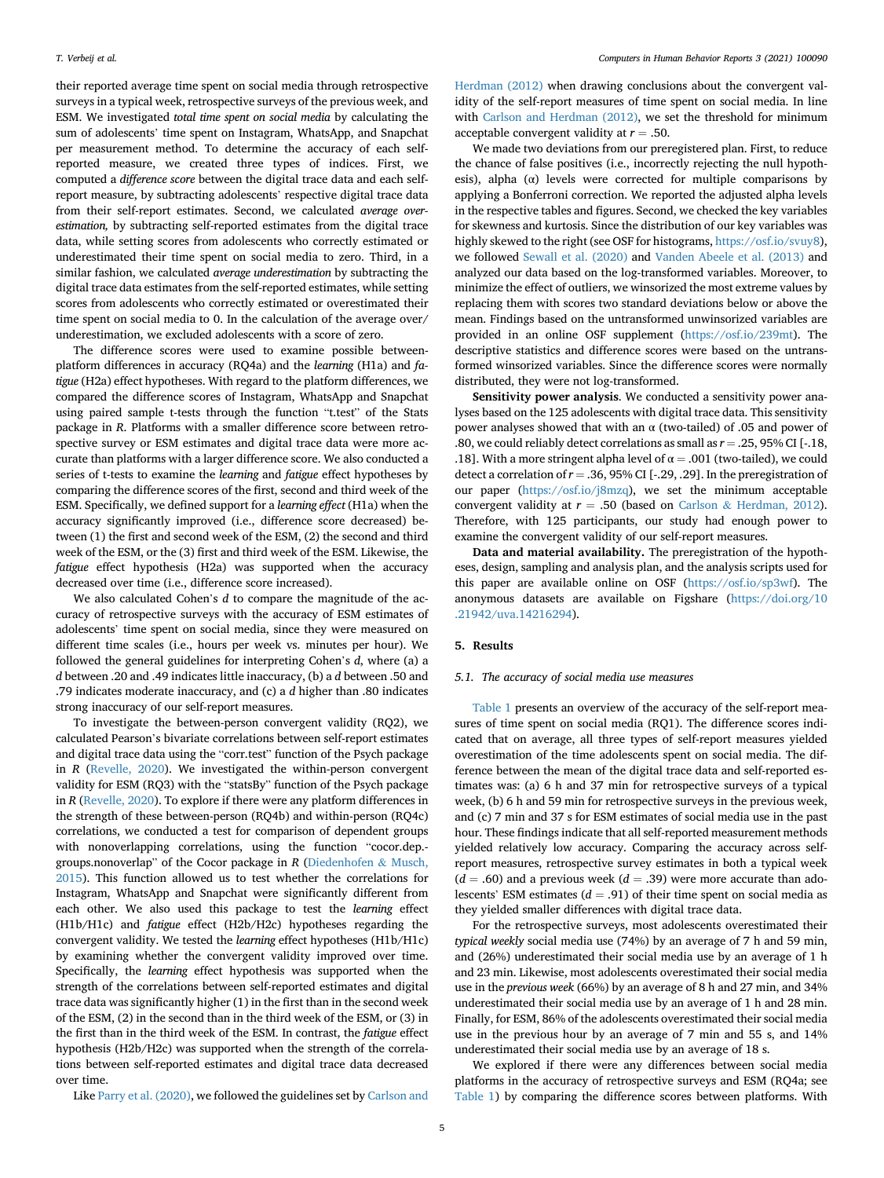their reported average time spent on social media through retrospective surveys in a typical week, retrospective surveys of the previous week, and ESM. We investigated *total time spent on social media* by calculating the sum of adolescents' time spent on Instagram, WhatsApp, and Snapchat per measurement method. To determine the accuracy of each self-reported measure, we created three types of indices. First, we computed a *difference score* between the digital trace data and each self-report measure, by subtracting adolescents' respective digital trace data from their self-report estimates. Second, we calculated *average overestimation,* by subtracting self-reported estimates from the digital trace data, while setting scores from adolescents who correctly estimated or underestimated their time spent on social media to zero. Third, in a similar fashion, we calculated *average underestimation* by subtracting the digital trace data estimates from the self-reported estimates, while setting scores from adolescents who correctly estimated or overestimated their time spent on social media to 0. In the calculation of the average over/underestimation, we excluded adolescents with a score of zero.

The difference scores were used to examine possible between-platform differences in accuracy (RQ4a) and the *learning* (H1a) and *fatigue* (H2a) effect hypotheses. With regard to the platform differences, we compared the difference scores of Instagram, WhatsApp and Snapchat using paired sample t-tests through the function "t.test" of the Stats package in *R*. Platforms with a smaller difference score between retrospective survey or ESM estimates and digital trace data were more accurate than platforms with a larger difference score. We also conducted a series of t-tests to examine the *learning* and *fatigue* effect hypotheses by comparing the difference scores of the first, second and third week of the ESM. Specifically, we defined support for a *learning effect* (H1a) when the accuracy significantly improved (i.e., difference score decreased) between (1) the first and second week of the ESM, (2) the second and third week of the ESM, or the (3) first and third week of the ESM. Likewise, the *fatigue* effect hypothesis (H2a) was supported when the accuracy decreased over time (i.e., difference score increased).

We also calculated Cohen's *d* to compare the magnitude of the accuracy of retrospective surveys with the accuracy of ESM estimates of adolescents' time spent on social media, since they were measured on different time scales (i.e., hours per week vs. minutes per hour). We followed the general guidelines for interpreting Cohen's *d*, where (a) a *d* between .20 and .49 indicates little inaccuracy, (b) a *d* between .50 and .79 indicates moderate inaccuracy, and (c) a *d* higher than .80 indicates strong inaccuracy of our self-report measures.

To investigate the between-person convergent validity (RQ2), we calculated Pearson's bivariate correlations between self-report estimates and digital trace data using the "corr.test" function of the Psych package in *R* (Revelle, 2020). We investigated the within-person convergent validity for ESM (RQ3) with the "statsBy" function of the Psych package in *R* (Revelle, 2020). To explore if there were any platform differences in the strength of these between-person (RQ4b) and within-person (RQ4c) correlations, we conducted a test for comparison of dependent groups with nonoverlapping correlations, using the function "cocor.dep.groups.nonoverlap" of the Cocor package in *R* (Diedenhofen & Musch, 2015). This function allowed us to test whether the correlations for Instagram, WhatsApp and Snapchat were significantly different from each other. We also used this package to test the *learning* effect (H1b/H1c) and *fatigue* effect (H2b/H2c) hypotheses regarding the convergent validity. We tested the *learning* effect hypotheses (H1b/H1c) by examining whether the convergent validity improved over time. Specifically, the *learning* effect hypothesis was supported when the strength of the correlations between self-reported estimates and digital trace data was significantly higher (1) in the first than in the second week of the ESM, (2) in the second than in the third week of the ESM, or (3) in the first than in the third week of the ESM. In contrast, the *fatigue* effect hypothesis (H2b/H2c) was supported when the strength of the correlations between self-reported estimates and digital trace data decreased over time.

Like Parry et al. (2020), we followed the guidelines set by Carlson and Herdman (2012) when drawing conclusions about the convergent validity of the self-report measures of time spent on social media. In line with Carlson and Herdman (2012), we set the threshold for minimum acceptable convergent validity at $r = .50$.

We made two deviations from our preregistered plan. First, to reduce the chance of false positives (i.e., incorrectly rejecting the null hypothesis), alpha (α) levels were corrected for multiple comparisons by applying a Bonferroni correction. We reported the adjusted alpha levels in the respective tables and figures. Second, we checked the key variables for skewness and kurtosis. Since the distribution of our key variables was highly skewed to the right (see OSF for histograms, https://osf.io/svuy8), we followed Sewall et al. (2020) and Vanden Abeele et al. (2013) and analyzed our data based on the log-transformed variables. Moreover, to minimize the effect of outliers, we winsorized the most extreme values by replacing them with scores two standard deviations below or above the mean. Findings based on the untransformed unwinsorized variables are provided in an online OSF supplement (https://osf.io/239mt). The descriptive statistics and difference scores were based on the untransformed winsorized variables. Since the difference scores were normally distributed, they were not log-transformed.

**Sensitivity power analysis**. We conducted a sensitivity power analyses based on the 125 adolescents with digital trace data. This sensitivity power analyses showed that with an α (two-tailed) of .05 and power of .80, we could reliably detect correlations as small as $r = .25$, 95% CI [-.18, .18]. With a more stringent alpha level of $\alpha = .001$ (two-tailed), we could detect a correlation of $r = .36$, 95% CI [-.29, .29]. In the preregistration of our paper (https://osf.io/j8mzq), we set the minimum acceptable convergent validity at $r = .50$ (based on Carlson & Herdman, 2012). Therefore, with 125 participants, our study had enough power to examine the convergent validity of our self-report measures.

**Data and material availability.** The preregistration of the hypotheses, design, sampling and analysis plan, and the analysis scripts used for this paper are available online on OSF (https://osf.io/sp3wf). The anonymous datasets are available on Figshare (https://doi.org/10.21942/uva.14216294).

## 5. Results

### 5.1. The accuracy of social media use measures

Table 1 presents an overview of the accuracy of the self-report measures of time spent on social media (RQ1). The difference scores indicated that on average, all three types of self-report measures yielded overestimation of the time adolescents spent on social media. The difference between the mean of the digital trace data and self-reported estimates was: (a) 6 h and 37 min for retrospective surveys of a typical week, (b) 6 h and 59 min for retrospective surveys in the previous week, and (c) 7 min and 37 s for ESM estimates of social media use in the past hour. These findings indicate that all self-reported measurement methods yielded relatively low accuracy. Comparing the accuracy across self-report measures, retrospective survey estimates in both a typical week ($d = .60$) and a previous week ($d = .39$) were more accurate than adolescents' ESM estimates ($d = .91$) of their time spent on social media as they yielded smaller differences with digital trace data.

For the retrospective surveys, most adolescents overestimated their *typical weekly* social media use (74%) by an average of 7 h and 59 min, and (26%) underestimated their social media use by an average of 1 h and 23 min. Likewise, most adolescents overestimated their social media use in the *previous week* (66%) by an average of 8 h and 27 min, and 34% underestimated their social media use by an average of 1 h and 28 min. Finally, for ESM, 86% of the adolescents overestimated their social media use in the previous hour by an average of 7 min and 55 s, and 14% underestimated their social media use by an average of 18 s.

We explored if there were any differences between social media platforms in the accuracy of retrospective surveys and ESM (RQ4a; see Table 1) by comparing the difference scores between platforms. With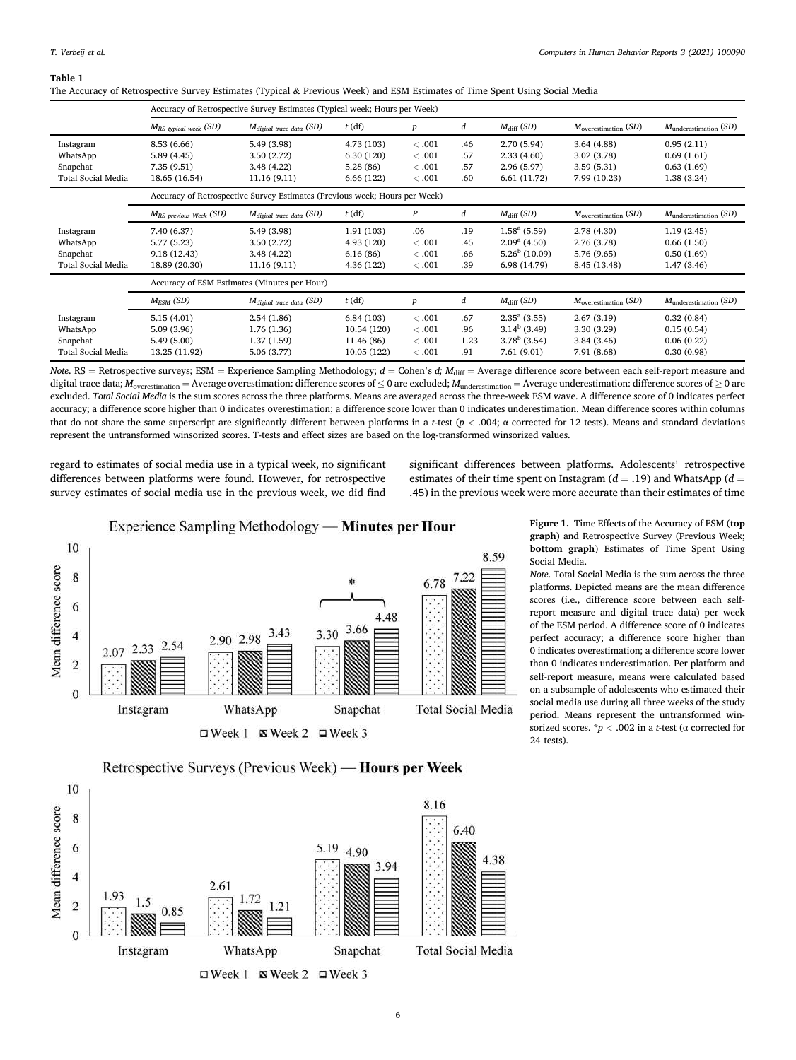**Table 1**
The Accuracy of Retrospective Survey Estimates (Typical & Previous Week) and ESM Estimates of Time Spent Using Social Media

| | Accuracy of Retrospective Survey Estimates (Typical week; Hours per Week) | | | | | | | |
|---|---|---|---|---|---|---|---|---|
| | $M_{RS\ typical\ week}$ (SD) | $M_{digital\ trace\ data}$ (SD) | t (df) | p | d | $M_{diff}$ (SD) | $M_{overestimation}$ (SD) | $M_{underestimation}$ (SD) |
| Instagram | 8.53 (6.66) | 5.49 (3.98) | 4.73 (103) | < .001 | .46 | 2.70 (5.94) | 3.64 (4.88) | 0.95 (2.11) |
| WhatsApp | 5.89 (4.45) | 3.50 (2.72) | 6.30 (120) | < .001 | .57 | 2.33 (4.60) | 3.02 (3.78) | 0.69 (1.61) |
| Snapchat | 7.35 (9.51) | 3.48 (4.22) | 5.28 (86) | < .001 | .57 | 2.96 (5.97) | 3.59 (5.31) | 0.63 (1.69) |
| Total Social Media | 18.65 (16.54) | 11.16 (9.11) | 6.66 (122) | < .001 | .60 | 6.61 (11.72) | 7.99 (10.23) | 1.38 (3.24) |
| | Accuracy of Retrospective Survey Estimates (Previous week; Hours per Week) | | | | | | | |
| | $M_{RS\ previous\ Week}$ (SD) | $M_{digital\ trace\ data}$ (SD) | t (df) | P | d | $M_{diff}$ (SD) | $M_{overestimation}$ (SD) | $M_{underestimation}$ (SD) |
| Instagram | 7.40 (6.37) | 5.49 (3.98) | 1.91 (103) | .06 | .19 | $1.58^{a}$ (5.59) | 2.78 (4.30) | 1.19 (2.45) |
| WhatsApp | 5.77 (5.23) | 3.50 (2.72) | 4.93 (120) | < .001 | .45 | $2.09^{a}$ (4.50) | 2.76 (3.78) | 0.66 (1.50) |
| Snapchat | 9.18 (12.43) | 3.48 (4.22) | 6.16 (86) | < .001 | .66 | $5.26^{b}$ (10.09) | 5.76 (9.65) | 0.50 (1.69) |
| Total Social Media | 18.89 (20.30) | 11.16 (9.11) | 4.36 (122) | < .001 | .39 | 6.98 (14.79) | 8.45 (13.48) | 1.47 (3.46) |
| | Accuracy of ESM Estimates (Minutes per Hour) | | | | | | | |
| | $M_{ESM}$ (SD) | $M_{digital\ trace\ data}$ (SD) | t (df) | p | d | $M_{diff}$ (SD) | $M_{overestimation}$ (SD) | $M_{underestimation}$ (SD) |
| Instagram | 5.15 (4.01) | 2.54 (1.86) | 6.84 (103) | < .001 | .67 | $2.35^{a}$ (3.55) | 2.67 (3.19) | 0.32 (0.84) |
| WhatsApp | 5.09 (3.96) | 1.76 (1.36) | 10.54 (120) | < .001 | .96 | $3.14^{b}$ (3.49) | 3.30 (3.29) | 0.15 (0.54) |
| Snapchat | 5.49 (5.00) | 1.37 (1.59) | 11.46 (86) | < .001 | 1.23 | $3.78^{b}$ (3.54) | 3.84 (3.46) | 0.06 (0.22) |
| Total Social Media | 13.25 (11.92) | 5.06 (3.77) | 10.05 (122) | < .001 | .91 | 7.61 (9.01) | 7.91 (8.68) | 0.30 (0.98) |

*Note.* RS = Retrospective surveys; ESM = Experience Sampling Methodology; *d* = Cohen's *d; $M_{diff}$* = Average difference score between each self-report measure and digital trace data; $M_{overestimation}$ = Average overestimation: difference scores of ≤ 0 are excluded; $M_{underestimation}$ = Average underestimation: difference scores of ≥ 0 are excluded. *Total Social Media* is the sum scores across the three platforms. Means are averaged across the three-week ESM wave. A difference score of 0 indicates perfect accuracy; a difference score higher than 0 indicates overestimation; a difference score lower than 0 indicates underestimation. Mean difference scores within columns that do not share the same superscript are significantly different between platforms in a *t*-test ($p < .004$; α corrected for 12 tests). Means and standard deviations represent the untransformed winsorized scores. T-tests and effect sizes are based on the log-transformed winsorized values.

regard to estimates of social media use in a typical week, no significant differences between platforms were found. However, for retrospective survey estimates of social media use in the previous week, we did find significant differences between platforms. Adolescents' retrospective estimates of their time spent on Instagram ($d = .19$) and WhatsApp ($d = .45$) in the previous week were more accurate than their estimates of time

**Figure 1.** Time Effects of the Accuracy of ESM (**top graph**) and Retrospective Survey (Previous Week; **bottom graph**) Estimates of Time Spent Using Social Media.

*Note*. Total Social Media is the sum across the three platforms. Depicted means are the mean difference scores (i.e., difference score between each self-report measure and digital trace data) per week of the ESM period. A difference score of 0 indicates perfect accuracy; a difference score higher than 0 indicates overestimation; a difference score lower than 0 indicates underestimation. Per platform and self-report measure, means were calculated based on a subsample of adolescents who estimated their social media use during all three weeks of the study period. Means represent the untransformed winsorized scores. *$p < .002$ in a *t*-test (α corrected for 24 tests).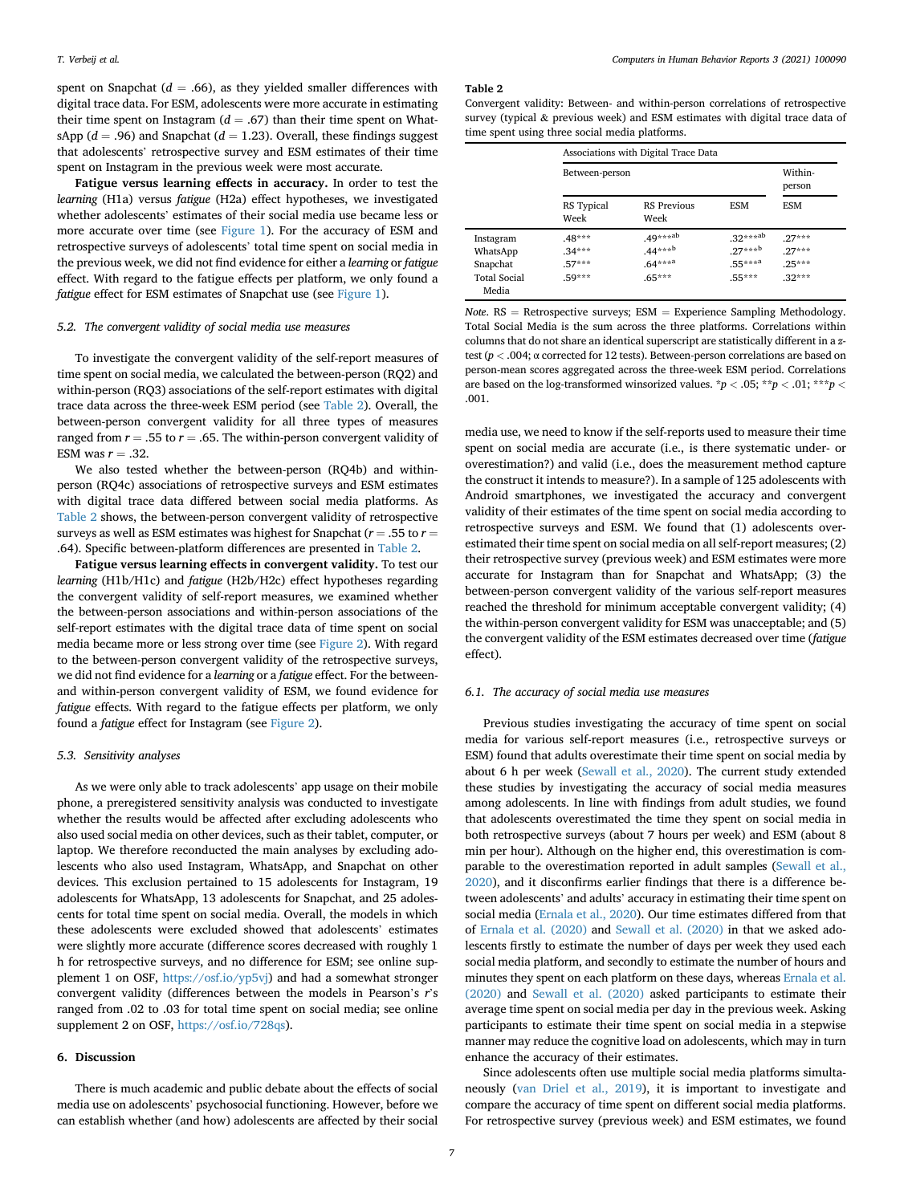spent on Snapchat ($d = .66$), as they yielded smaller differences with digital trace data. For ESM, adolescents were more accurate in estimating their time spent on Instagram ($d = .67$) than their time spent on WhatsApp ($d = .96$) and Snapchat ($d = 1.23$). Overall, these findings suggest that adolescents' retrospective survey and ESM estimates of their time spent on Instagram in the previous week were most accurate.

**Fatigue versus learning effects in accuracy.** In order to test the *learning* (H1a) versus *fatigue* (H2a) effect hypotheses, we investigated whether adolescents' estimates of their social media use became less or more accurate over time (see Figure 1). For the accuracy of ESM and retrospective surveys of adolescents' total time spent on social media in the previous week, we did not find evidence for either a *learning* or *fatigue* effect. With regard to the fatigue effects per platform, we only found a *fatigue* effect for ESM estimates of Snapchat use (see Figure 1).

### 5.2. The convergent validity of social media use measures

To investigate the convergent validity of the self-report measures of time spent on social media, we calculated the between-person (RQ2) and within-person (RQ3) associations of the self-report estimates with digital trace data across the three-week ESM period (see Table 2). Overall, the between-person convergent validity for all three types of measures ranged from $r = .55$ to $r = .65$. The within-person convergent validity of ESM was $r = .32$.

We also tested whether the between-person (RQ4b) and within-person (RQ4c) associations of retrospective surveys and ESM estimates with digital trace data differed between social media platforms. As Table 2 shows, the between-person convergent validity of retrospective surveys as well as ESM estimates was highest for Snapchat ($r = .55$ to $r = .64$). Specific between-platform differences are presented in Table 2.

**Fatigue versus learning effects in convergent validity.** To test our *learning* (H1b/H1c) and *fatigue* (H2b/H2c) effect hypotheses regarding the convergent validity of self-report measures, we examined whether the between-person associations and within-person associations of the self-report estimates with the digital trace data of time spent on social media became more or less strong over time (see Figure 2). With regard to the between-person convergent validity of the retrospective surveys, we did not find evidence for a *learning* or a *fatigue* effect. For the between- and within-person convergent validity of ESM, we found evidence for *fatigue* effects. With regard to the fatigue effects per platform, we only found a *fatigue* effect for Instagram (see Figure 2).

### 5.3. Sensitivity analyses

As we were only able to track adolescents' app usage on their mobile phone, a preregistered sensitivity analysis was conducted to investigate whether the results would be affected after excluding adolescents who also used social media on other devices, such as their tablet, computer, or laptop. We therefore reconducted the main analyses by excluding adolescents who also used Instagram, WhatsApp, and Snapchat on other devices. This exclusion pertained to 15 adolescents for Instagram, 19 adolescents for WhatsApp, 13 adolescents for Snapchat, and 25 adolescents for total time spent on social media. Overall, the models in which these adolescents were excluded showed that adolescents' estimates were slightly more accurate (difference scores decreased with roughly 1 h for retrospective surveys, and no difference for ESM; see online supplement 1 on OSF, https://osf.io/yp5vj) and had a somewhat stronger convergent validity (differences between the models in Pearson's *r*'s ranged from .02 to .03 for total time spent on social media; see online supplement 2 on OSF, https://osf.io/728qs).

## 6. Discussion

There is much academic and public debate about the effects of social media use on adolescents' psychosocial functioning. However, before we can establish whether (and how) adolescents are affected by their social media use, we need to know if the self-reports used to measure their time spent on social media are accurate (i.e., is there systematic under- or overestimation?) and valid (i.e., does the measurement method capture the construct it intends to measure?). In a sample of 125 adolescents with Android smartphones, we investigated the accuracy and convergent validity of their estimates of the time spent on social media according to retrospective surveys and ESM. We found that (1) adolescents overestimated their time spent on social media on all self-report measures; (2) their retrospective survey (previous week) and ESM estimates were more accurate for Instagram than for Snapchat and WhatsApp; (3) the between-person convergent validity of the various self-report measures reached the threshold for minimum acceptable convergent validity; (4) the within-person convergent validity for ESM was unacceptable; and (5) the convergent validity of the ESM estimates decreased over time (*fatigue* effect).

**Table 2**
Convergent validity: Between- and within-person correlations of retrospective survey (typical & previous week) and ESM estimates with digital trace data of time spent using three social media platforms.

| | Associations with Digital Trace Data | | | |
|---|---|---|---|---|
| | Between-person | | | Within-person |
| | RS Typical Week | RS Previous Week | ESM | ESM |
| Instagram | .48*** | .49***[ab] | .32***[ab] | .27*** |
| WhatsApp | .34*** | .44***[b] | .27***[b] | .27*** |
| Snapchat | .57*** | .64***[a] | .55***[a] | .25*** |
| Total Social Media | .59*** | .65*** | .55*** | .32*** |

*Note.* RS = Retrospective surveys; ESM = Experience Sampling Methodology. Total Social Media is the sum across the three platforms. Correlations within columns that do not share an identical superscript are statistically different in a *z*-test ($p < .004$; α corrected for 12 tests). Between-person correlations are based on person-mean scores aggregated across the three-week ESM period. Correlations are based on the log-transformed winsorized values. *$p < .05$; **$p < .01$; ***$p < .001$.

### 6.1. The accuracy of social media use measures

Previous studies investigating the accuracy of time spent on social media for various self-report measures (i.e., retrospective surveys or ESM) found that adults overestimate their time spent on social media by about 6 h per week (Sewall et al., 2020). The current study extended these studies by investigating the accuracy of social media measures among adolescents. In line with findings from adult studies, we found that adolescents overestimated the time they spent on social media in both retrospective surveys (about 7 hours per week) and ESM (about 8 min per hour). Although on the higher end, this overestimation is comparable to the overestimation reported in adult samples (Sewall et al., 2020), and it disconfirms earlier findings that there is a difference between adolescents' and adults' accuracy in estimating their time spent on social media (Ernala et al., 2020). Our time estimates differed from that of Ernala et al. (2020) and Sewall et al. (2020) in that we asked adolescents firstly to estimate the number of days per week they used each social media platform, and secondly to estimate the number of hours and minutes they spent on each platform on these days, whereas Ernala et al. (2020) and Sewall et al. (2020) asked participants to estimate their average time spent on social media per day in the previous week. Asking participants to estimate their time spent on social media in a stepwise manner may reduce the cognitive load on adolescents, which may in turn enhance the accuracy of their estimates.

Since adolescents often use multiple social media platforms simultaneously (van Driel et al., 2019), it is important to investigate and compare the accuracy of time spent on different social media platforms. For retrospective survey (previous week) and ESM estimates, we found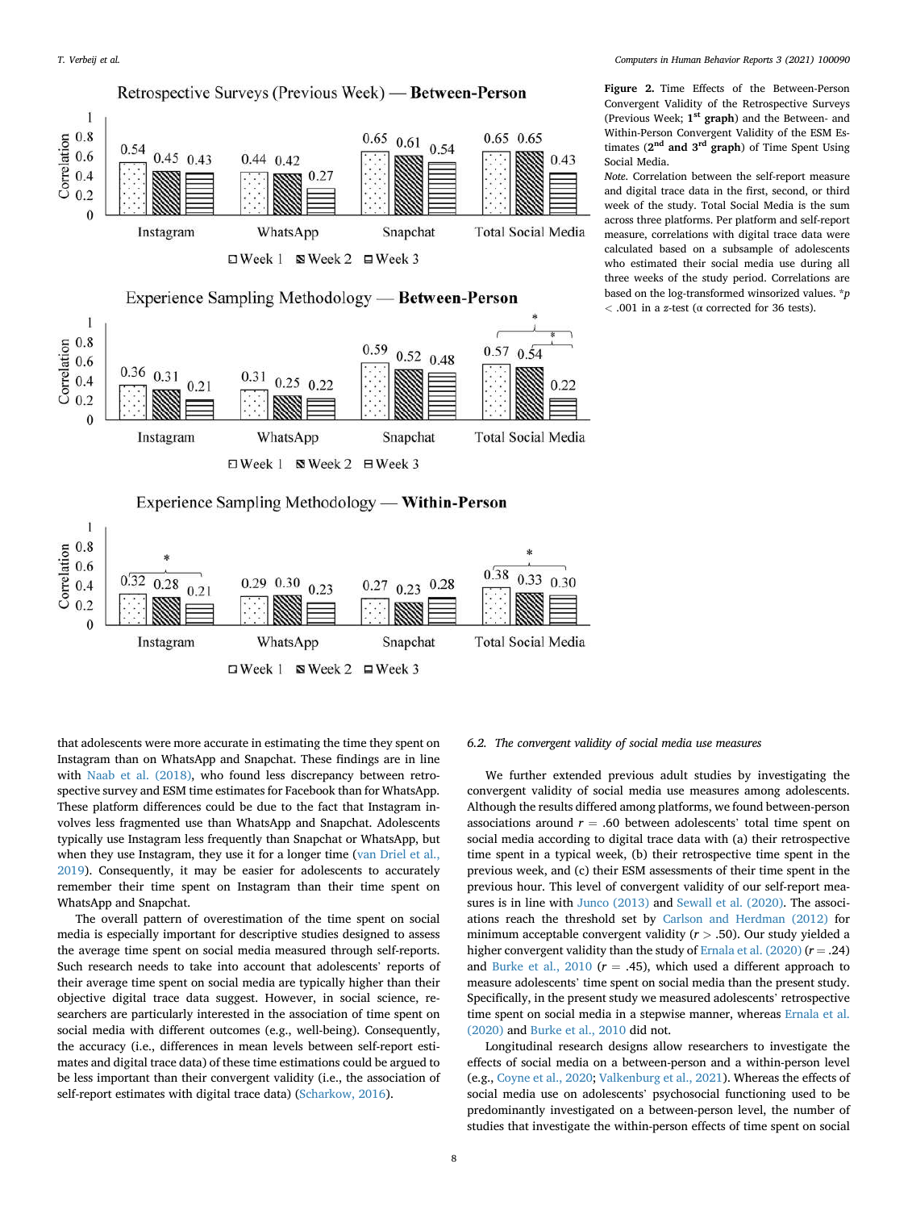**Figure 2.** Time Effects of the Between-Person Convergent Validity of the Retrospective Surveys (Previous Week; **1st graph**) and the Between- and Within-Person Convergent Validity of the ESM Estimates (**2nd and 3rd graph**) of Time Spent Using Social Media.

*Note.* Correlation between the self-report measure and digital trace data in the first, second, or third week of the study. Total Social Media is the sum across three platforms. Per platform and self-report measure, correlations with digital trace data were calculated based on a subsample of adolescents who estimated their social media use during all three weeks of the study period. Correlations are based on the log-transformed winsorized values. *$p < .001$ in a $z$-test (α corrected for 36 tests).

that adolescents were more accurate in estimating the time they spent on Instagram than on WhatsApp and Snapchat. These findings are in line with Naab et al. (2018), who found less discrepancy between retrospective survey and ESM time estimates for Facebook than for WhatsApp. These platform differences could be due to the fact that Instagram involves less fragmented use than WhatsApp and Snapchat. Adolescents typically use Instagram less frequently than Snapchat or WhatsApp, but when they use Instagram, they use it for a longer time (van Driel et al., 2019). Consequently, it may be easier for adolescents to accurately remember their time spent on Instagram than their time spent on WhatsApp and Snapchat.

The overall pattern of overestimation of the time spent on social media is especially important for descriptive studies designed to assess the average time spent on social media measured through self-reports. Such research needs to take into account that adolescents' reports of their average time spent on social media are typically higher than their objective digital trace data suggest. However, in social science, researchers are particularly interested in the association of time spent on social media with different outcomes (e.g., well-being). Consequently, the accuracy (i.e., differences in mean levels between self-report estimates and digital trace data) of these time estimations could be argued to be less important than their convergent validity (i.e., the association of self-report estimates with digital trace data) (Scharkow, 2016).

### 6.2. The convergent validity of social media use measures

We further extended previous adult studies by investigating the convergent validity of social media use measures among adolescents. Although the results differed among platforms, we found between-person associations around $r = .60$ between adolescents' total time spent on social media according to digital trace data with (a) their retrospective time spent in a typical week, (b) their retrospective time spent in the previous week, and (c) their ESM assessments of their time spent in the previous hour. This level of convergent validity of our self-report measures is in line with Junco (2013) and Sewall et al. (2020). The associations reach the threshold set by Carlson and Herdman (2012) for minimum acceptable convergent validity ($r > .50$). Our study yielded a higher convergent validity than the study of Ernala et al. (2020) ($r = .24$) and Burke et al., 2010 ($r = .45$), which used a different approach to measure adolescents' time spent on social media than the present study. Specifically, in the present study we measured adolescents' retrospective time spent on social media in a stepwise manner, whereas Ernala et al. (2020) and Burke et al., 2010 did not.

Longitudinal research designs allow researchers to investigate the effects of social media on a between-person and a within-person level (e.g., Coyne et al., 2020; Valkenburg et al., 2021). Whereas the effects of social media use on adolescents' psychosocial functioning used to be predominantly investigated on a between-person level, the number of studies that investigate the within-person effects of time spent on social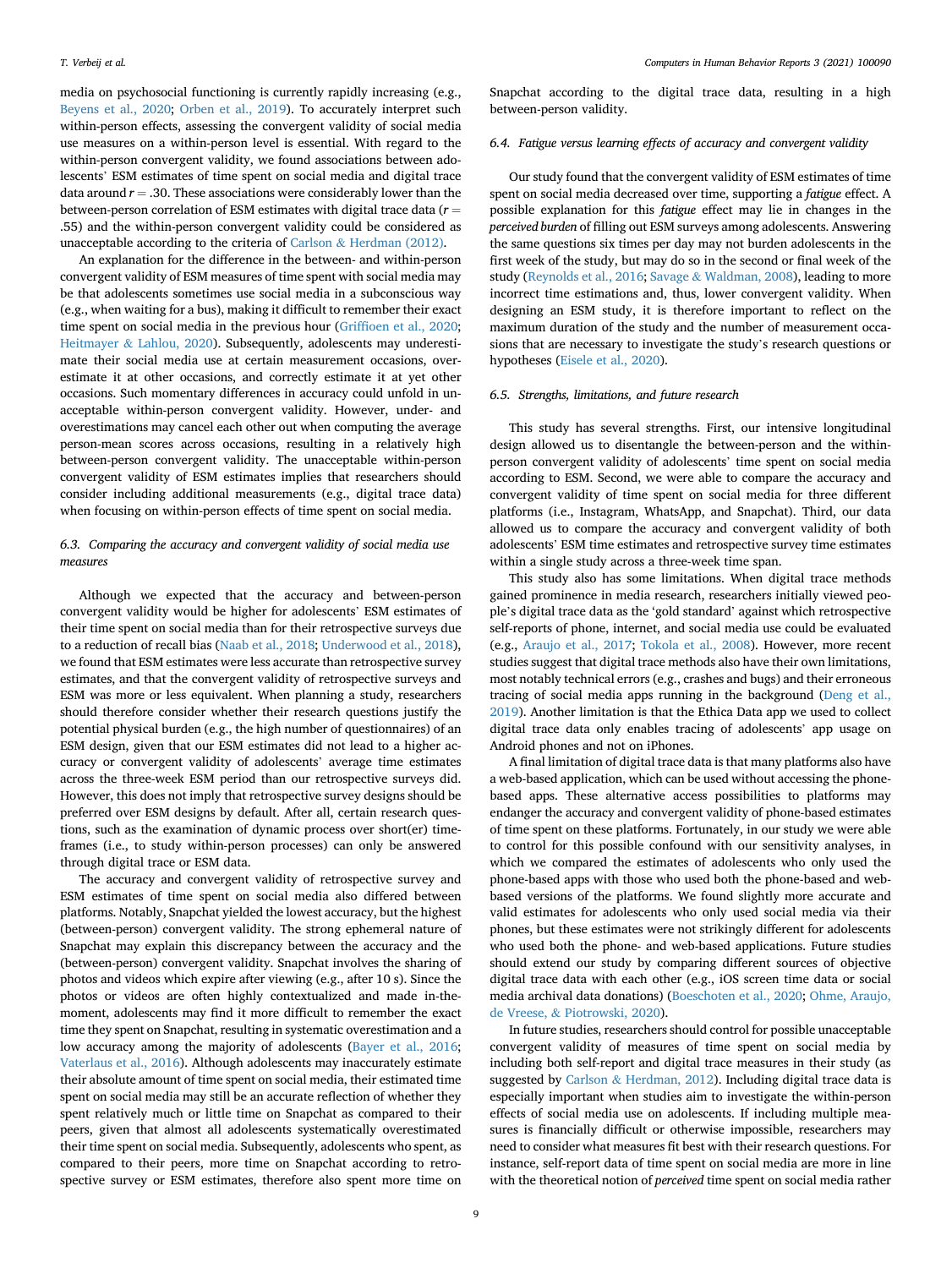media on psychosocial functioning is currently rapidly increasing (e.g., Beyens et al., 2020; Orben et al., 2019). To accurately interpret such within-person effects, assessing the convergent validity of social media use measures on a within-person level is essential. With regard to the within-person convergent validity, we found associations between adolescents' ESM estimates of time spent on social media and digital trace data around $r = .30$. These associations were considerably lower than the between-person correlation of ESM estimates with digital trace data ($r = .55$) and the within-person convergent validity could be considered as unacceptable according to the criteria of Carlson & Herdman (2012).

An explanation for the difference in the between- and within-person convergent validity of ESM measures of time spent with social media may be that adolescents sometimes use social media in a subconscious way (e.g., when waiting for a bus), making it difficult to remember their exact time spent on social media in the previous hour (Griffioen et al., 2020; Heitmayer & Lahlou, 2020). Subsequently, adolescents may underestimate their social media use at certain measurement occasions, overestimate it at other occasions, and correctly estimate it at yet other occasions. Such momentary differences in accuracy could unfold in unacceptable within-person convergent validity. However, under- and overestimations may cancel each other out when computing the average person-mean scores across occasions, resulting in a relatively high between-person convergent validity. The unacceptable within-person convergent validity of ESM estimates implies that researchers should consider including additional measurements (e.g., digital trace data) when focusing on within-person effects of time spent on social media.

### 6.3. Comparing the accuracy and convergent validity of social media use measures

Although we expected that the accuracy and between-person convergent validity would be higher for adolescents' ESM estimates of their time spent on social media than for their retrospective surveys due to a reduction of recall bias (Naab et al., 2018; Underwood et al., 2018), we found that ESM estimates were less accurate than retrospective survey estimates, and that the convergent validity of retrospective surveys and ESM was more or less equivalent. When planning a study, researchers should therefore consider whether their research questions justify the potential physical burden (e.g., the high number of questionnaires) of an ESM design, given that our ESM estimates did not lead to a higher accuracy or convergent validity of adolescents' average time estimates across the three-week ESM period than our retrospective surveys did. However, this does not imply that retrospective survey designs should be preferred over ESM designs by default. After all, certain research questions, such as the examination of dynamic process over short(er) timeframes (i.e., to study within-person processes) can only be answered through digital trace or ESM data.

The accuracy and convergent validity of retrospective survey and ESM estimates of time spent on social media also differed between platforms. Notably, Snapchat yielded the lowest accuracy, but the highest (between-person) convergent validity. The strong ephemeral nature of Snapchat may explain this discrepancy between the accuracy and the (between-person) convergent validity. Snapchat involves the sharing of photos and videos which expire after viewing (e.g., after 10 s). Since the photos or videos are often highly contextualized and made in-the-moment, adolescents may find it more difficult to remember the exact time they spent on Snapchat, resulting in systematic overestimation and a low accuracy among the majority of adolescents (Bayer et al., 2016; Vaterlaus et al., 2016). Although adolescents may inaccurately estimate their absolute amount of time spent on social media, their estimated time spent on social media may still be an accurate reflection of whether they spent relatively much or little time on Snapchat as compared to their peers, given that almost all adolescents systematically overestimated their time spent on social media. Subsequently, adolescents who spent, as compared to their peers, more time on Snapchat according to retrospective survey or ESM estimates, therefore also spent more time on Snapchat according to the digital trace data, resulting in a high between-person validity.

### 6.4. Fatigue versus learning effects of accuracy and convergent validity

Our study found that the convergent validity of ESM estimates of time spent on social media decreased over time, supporting a *fatigue* effect. A possible explanation for this *fatigue* effect may lie in changes in the *perceived burden* of filling out ESM surveys among adolescents. Answering the same questions six times per day may not burden adolescents in the first week of the study, but may do so in the second or final week of the study (Reynolds et al., 2016; Savage & Waldman, 2008), leading to more incorrect time estimations and, thus, lower convergent validity. When designing an ESM study, it is therefore important to reflect on the maximum duration of the study and the number of measurement occasions that are necessary to investigate the study's research questions or hypotheses (Eisele et al., 2020).

### 6.5. Strengths, limitations, and future research

This study has several strengths. First, our intensive longitudinal design allowed us to disentangle the between-person and the within-person convergent validity of adolescents' time spent on social media according to ESM. Second, we were able to compare the accuracy and convergent validity of time spent on social media for three different platforms (i.e., Instagram, WhatsApp, and Snapchat). Third, our data allowed us to compare the accuracy and convergent validity of both adolescents' ESM time estimates and retrospective survey time estimates within a single study across a three-week time span.

This study also has some limitations. When digital trace methods gained prominence in media research, researchers initially viewed people's digital trace data as the 'gold standard' against which retrospective self-reports of phone, internet, and social media use could be evaluated (e.g., Araujo et al., 2017; Tokola et al., 2008). However, more recent studies suggest that digital trace methods also have their own limitations, most notably technical errors (e.g., crashes and bugs) and their erroneous tracing of social media apps running in the background (Deng et al., 2019). Another limitation is that the Ethica Data app we used to collect digital trace data only enables tracing of adolescents' app usage on Android phones and not on iPhones.

A final limitation of digital trace data is that many platforms also have a web-based application, which can be used without accessing the phone-based apps. These alternative access possibilities to platforms may endanger the accuracy and convergent validity of phone-based estimates of time spent on these platforms. Fortunately, in our study we were able to control for this possible confound with our sensitivity analyses, in which we compared the estimates of adolescents who only used the phone-based apps with those who used both the phone-based and web-based versions of the platforms. We found slightly more accurate and valid estimates for adolescents who only used social media via their phones, but these estimates were not strikingly different for adolescents who used both the phone- and web-based applications. Future studies should extend our study by comparing different sources of objective digital trace data with each other (e.g., iOS screen time data or social media archival data donations) (Boeschoten et al., 2020; Ohme, Araujo, de Vreese, & Piotrowski, 2020).

In future studies, researchers should control for possible unacceptable convergent validity of measures of time spent on social media by including both self-report and digital trace measures in their study (as suggested by Carlson & Herdman, 2012). Including digital trace data is especially important when studies aim to investigate the within-person effects of social media use on adolescents. If including multiple measures is financially difficult or otherwise impossible, researchers may need to consider what measures fit best with their research questions. For instance, self-report data of time spent on social media are more in line with the theoretical notion of *perceived* time spent on social media rather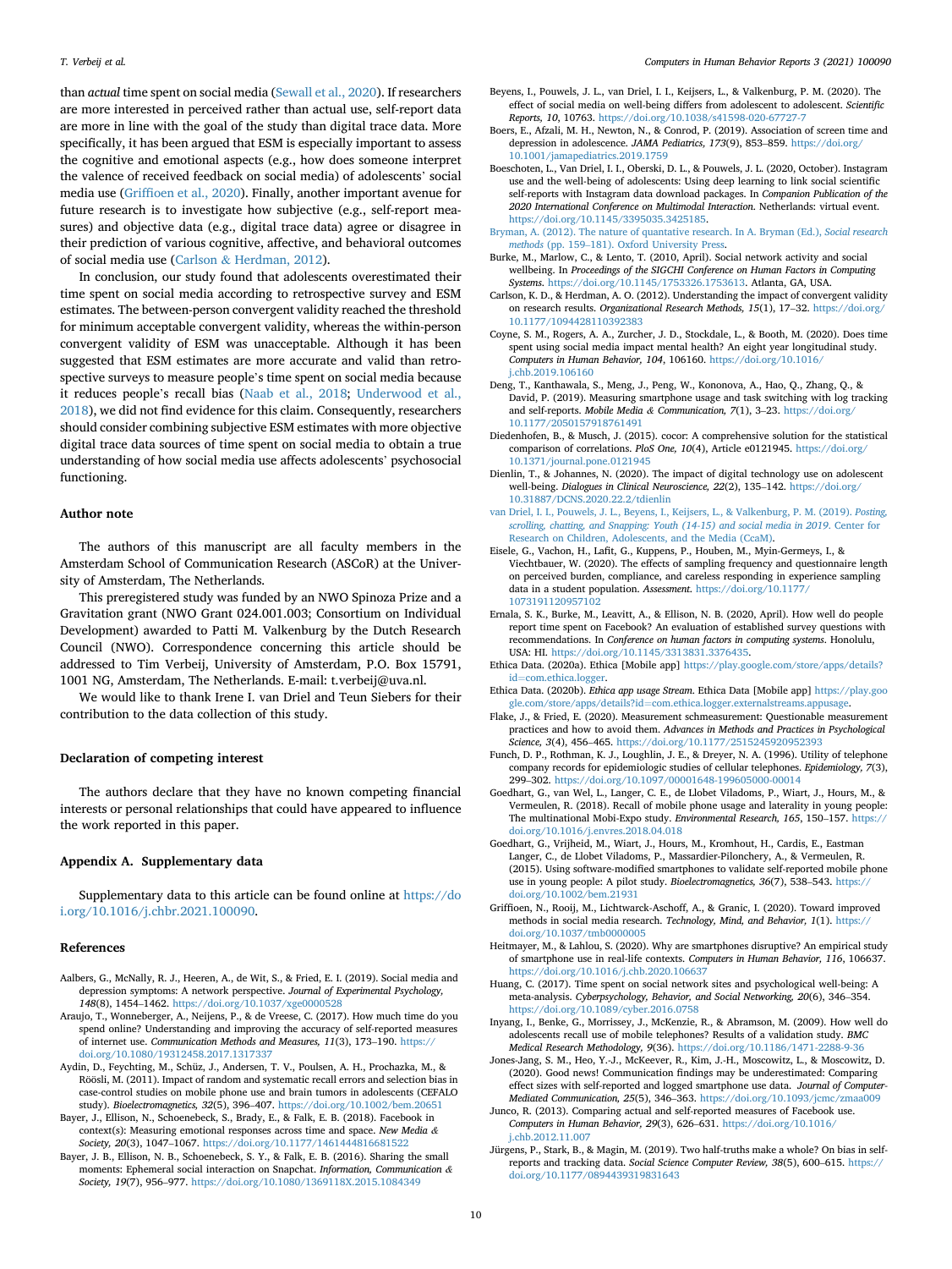than *actual* time spent on social media (Sewall et al., 2020). If researchers are more interested in perceived rather than actual use, self-report data are more in line with the goal of the study than digital trace data. More specifically, it has been argued that ESM is especially important to assess the cognitive and emotional aspects (e.g., how does someone interpret the valence of received feedback on social media) of adolescents' social media use (Griffioen et al., 2020). Finally, another important avenue for future research is to investigate how subjective (e.g., self-report measures) and objective data (e.g., digital trace data) agree or disagree in their prediction of various cognitive, affective, and behavioral outcomes of social media use (Carlson & Herdman, 2012).

In conclusion, our study found that adolescents overestimated their time spent on social media according to retrospective survey and ESM estimates. The between-person convergent validity reached the threshold for minimum acceptable convergent validity, whereas the within-person convergent validity of ESM was unacceptable. Although it has been suggested that ESM estimates are more accurate and valid than retrospective surveys to measure people's time spent on social media because it reduces people's recall bias (Naab et al., 2018; Underwood et al., 2018), we did not find evidence for this claim. Consequently, researchers should consider combining subjective ESM estimates with more objective digital trace data sources of time spent on social media to obtain a true understanding of how social media use affects adolescents' psychosocial functioning.

## Author note

The authors of this manuscript are all faculty members in the Amsterdam School of Communication Research (ASCoR) at the University of Amsterdam, The Netherlands.

This preregistered study was funded by an NWO Spinoza Prize and a Gravitation grant (NWO Grant 024.001.003; Consortium on Individual Development) awarded to Patti M. Valkenburg by the Dutch Research Council (NWO). Correspondence concerning this article should be addressed to Tim Verbeij, University of Amsterdam, P.O. Box 15791, 1001 NG, Amsterdam, The Netherlands. E-mail: t.verbeij@uva.nl.

We would like to thank Irene I. van Driel and Teun Siebers for their contribution to the data collection of this study.

## Declaration of competing interest

The authors declare that they have no known competing financial interests or personal relationships that could have appeared to influence the work reported in this paper.

## Appendix A. Supplementary data

Supplementary data to this article can be found online at https://doi.org/10.1016/j.chbr.2021.100090.

## References

Aalbers, G., McNally, R. J., Heeren, A., de Wit, S., & Fried, E. I. (2019). Social media and depression symptoms: A network perspective. *Journal of Experimental Psychology, 148*(8), 1454–1462. https://doi.org/10.1037/xge0000528

Araujo, T., Wonneberger, A., Neijens, P., & de Vreese, C. (2017). How much time do you spend online? Understanding and improving the accuracy of self-reported measures of internet use. *Communication Methods and Measures, 11*(3), 173–190. https://doi.org/10.1080/19312458.2017.1317337

Aydin, D., Feychting, M., Schüz, J., Andersen, T. V., Poulsen, A. H., Prochazka, M., & Röösli, M. (2011). Impact of random and systematic recall errors and selection bias in case-control studies on mobile phone use and brain tumors in adolescents (CEFALO study). *Bioelectromagnetics, 32*(5), 396–407. https://doi.org/10.1002/bem.20651

Bayer, J., Ellison, N., Schoenebeck, S., Brady, E., & Falk, E. B. (2018). Facebook in context(s): Measuring emotional responses across time and space. *New Media & Society, 20*(3), 1047–1067. https://doi.org/10.1177/1461444816681522

Bayer, J. B., Ellison, N. B., Schoenebeck, S. Y., & Falk, E. B. (2016). Sharing the small moments: Ephemeral social interaction on Snapchat. *Information, Communication & Society, 19*(7), 956–977. https://doi.org/10.1080/1369118X.2015.1084349

Beyens, I., Pouwels, J. L., van Driel, I. I., Keijsers, L., & Valkenburg, P. M. (2020). The effect of social media on well-being differs from adolescent to adolescent. *Scientific Reports, 10*, 10763. https://doi.org/10.1038/s41598-020-67727-7

Boers, E., Afzali, M. H., Newton, N., & Conrod, P. (2019). Association of screen time and depression in adolescence. *JAMA Pediatrics, 173*(9), 853–859. https://doi.org/10.1001/jamapediatrics.2019.1759

Boeschoten, L., Van Driel, I. I., Oberski, D. L., & Pouwels, J. L. (2020, October). Instagram use and the well-being of adolescents: Using deep learning to link social scientific self-reports with Instagram data download packages. In *Companion Publication of the 2020 International Conference on Multimodal Interaction*. Netherlands: virtual event. https://doi.org/10.1145/3395035.3425185.

Bryman, A. (2012). The nature of quantitative research. In A. Bryman (Ed.), *Social research methods* (pp. 159–181). Oxford University Press.

Burke, M., Marlow, C., & Lento, T. (2010, April). Social network activity and social wellbeing. In *Proceedings of the SIGCHI Conference on Human Factors in Computing Systems*. https://doi.org/10.1145/1753326.1753613. Atlanta, GA, USA.

Carlson, K. D., & Herdman, A. O. (2012). Understanding the impact of convergent validity on research results. *Organizational Research Methods, 15*(1), 17–32. https://doi.org/10.1177/1094428110392383

Coyne, S. M., Rogers, A. A., Zurcher, J. D., Stockdale, L., & Booth, M. (2020). Does time spent using social media impact mental health? An eight year longitudinal study. *Computers in Human Behavior, 104*, 106160. https://doi.org/10.1016/j.chb.2019.106160

Deng, T., Kanthawala, S., Meng, J., Peng, W., Kononova, A., Hao, Q., Zhang, Q., & David, P. (2019). Measuring smartphone usage and task switching with log tracking and self-reports. *Mobile Media & Communication, 7*(1), 3–23. https://doi.org/10.1177/2050157918761491

Diedenhofen, B., & Musch, J. (2015). cocor: A comprehensive solution for the statistical comparison of correlations. *PloS One, 10*(4), Article e0121945. https://doi.org/10.1371/journal.pone.0121945

Dienlin, T., & Johannes, N. (2020). The impact of digital technology use on adolescent well-being. *Dialogues in Clinical Neuroscience, 22*(2), 135–142. https://doi.org/10.31887/DCNS.2020.22.2/tdienlin

van Driel, I. I., Pouwels, J. L., Beyens, I., Keijsers, L., & Valkenburg, P. M. (2019). *Posting, scrolling, chatting, and Snapping: Youth (14-15) and social media in 2019*. Center for Research on Children, Adolescents, and the Media (CcaM).

Eisele, G., Vachon, H., Lafit, G., Kuppens, P., Houben, M., Myin-Germeys, I., & Viechtbauer, W. (2020). The effects of sampling frequency and questionnaire length on perceived burden, compliance, and careless responding in experience sampling data in a student population. *Assessment*. https://doi.org/10.1177/1073191120957102

Ernala, S. K., Burke, M., Leavitt, A., & Ellison, N. B. (2020, April). How well do people report time spent on Facebook? An evaluation of established survey questions with recommendations. In *Conference on human factors in computing systems*. Honolulu, USA: HI. https://doi.org/10.1145/3313831.3376435.

Ethica Data. (2020a). Ethica [Mobile app] https://play.google.com/store/apps/details?id=com.ethica.logger.

Ethica Data. (2020b). *Ethica app usage Stream*. Ethica Data [Mobile app] https://play.google.com/store/apps/details?id=com.ethica.logger.externalstreams.appusage.

Flake, J., & Fried, E. (2020). Measurement schmeasurement: Questionable measurement practices and how to avoid them. *Advances in Methods and Practices in Psychological Science, 3*(4), 456–465. https://doi.org/10.1177/2515245920952393

Funch, D. P., Rothman, K. J., Loughlin, J. E., & Dreyer, N. A. (1996). Utility of telephone company records for epidemiologic studies of cellular telephones. *Epidemiology, 7*(3), 299–302. https://doi.org/10.1097/00001648-199605000-00014

Goedhart, G., van Wel, L., Langer, C. E., de Llobet Viladoms, P., Wiart, J., Hours, M., & Vermeulen, R. (2018). Recall of mobile phone usage and laterality in young people: The multinational Mobi-Expo study. *Environmental Research, 165*, 150–157. https://doi.org/10.1016/j.envres.2018.04.018

Goedhart, G., Vrijheid, M., Wiart, J., Hours, M., Kromhout, H., Cardis, E., Eastman Langer, C., de Llobet Viladoms, P., Massardier-Pilonchery, A., & Vermeulen, R. (2015). Using software-modified smartphones to validate self-reported mobile phone use in young people: A pilot study. *Bioelectromagnetics, 36*(7), 538–543. https://doi.org/10.1002/bem.21931

Griffioen, N., Rooij, M., Lichtwarck-Aschoff, A., & Granic, I. (2020). Toward improved methods in social media research. *Technology, Mind, and Behavior, 1*(1). https://doi.org/10.1037/tmb0000005

Heitmayer, M., & Lahlou, S. (2020). Why are smartphones disruptive? An empirical study of smartphone use in real-life contexts. *Computers in Human Behavior, 116*, 106637. https://doi.org/10.1016/j.chb.2020.106637

Huang, C. (2017). Time spent on social network sites and psychological well-being: A meta-analysis. *Cyberpsychology, Behavior, and Social Networking, 20*(6), 346–354. https://doi.org/10.1089/cyber.2016.0758

Inyang, I., Benke, G., Morrissey, J., McKenzie, R., & Abramson, M. (2009). How well do adolescents recall use of mobile telephones? Results of a validation study. *BMC Medical Research Methodology, 9*(36). https://doi.org/10.1186/1471-2288-9-36

Jones-Jang, S. M., Heo, Y.-J., McKeever, R., Kim, J.-H., Moscowitz, L., & Moscowitz, D. (2020). Good news! Communication findings may be underestimated: Comparing effect sizes with self-reported and logged smartphone use data. *Journal of Computer-Mediated Communication, 25*(5), 346–363. https://doi.org/10.1093/jcmc/zmaa009

Junco, R. (2013). Comparing actual and self-reported measures of Facebook use. *Computers in Human Behavior, 29*(3), 626–631. https://doi.org/10.1016/j.chb.2012.11.007

Jürgens, P., Stark, B., & Magin, M. (2019). Two half-truths make a whole? On bias in self-reports and tracking data. *Social Science Computer Review, 38*(5), 600–615. https://doi.org/10.1177/0894439319831643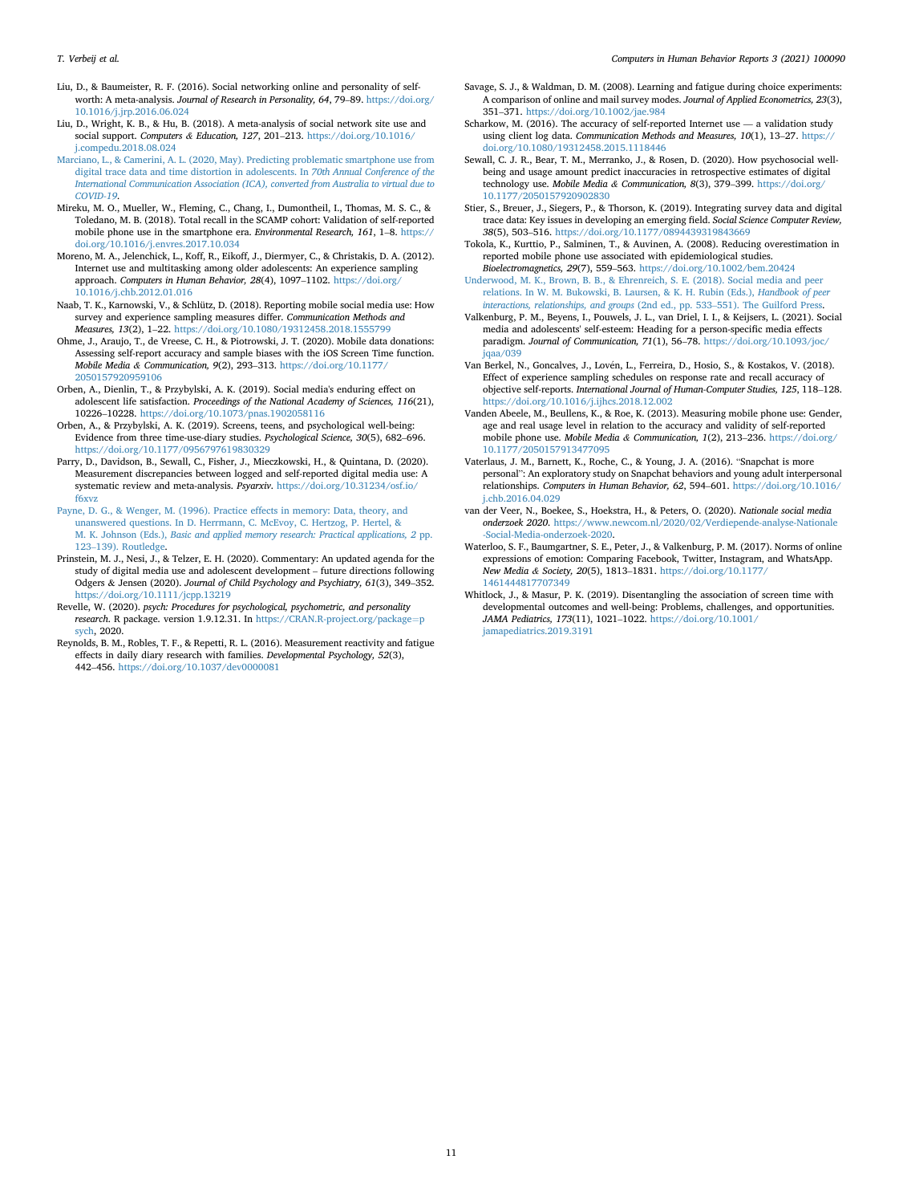Liu, D., & Baumeister, R. F. (2016). Social networking online and personality of self-worth: A meta-analysis. *Journal of Research in Personality, 64*, 79–89. https://doi.org/10.1016/j.jrp.2016.06.024

Liu, D., Wright, K. B., & Hu, B. (2018). A meta-analysis of social network site use and social support. *Computers & Education, 127*, 201–213. https://doi.org/10.1016/j.compedu.2018.08.024

Marciano, L., & Camerini, A. L. (2020, May). Predicting problematic smartphone use from digital trace data and time distortion in adolescents. In *70th Annual Conference of the International Communication Association (ICA), converted from Australia to virtual due to COVID-19*.

Mireku, M. O., Mueller, W., Fleming, C., Chang, I., Dumontheil, I., Thomas, M. S. C., & Toledano, M. B. (2018). Total recall in the SCAMP cohort: Validation of self-reported mobile phone use in the smartphone era. *Environmental Research, 161*, 1–8. https://doi.org/10.1016/j.envres.2017.10.034

Moreno, M. A., Jelenchick, L., Koff, R., Eikoff, J., Diermyer, C., & Christakis, D. A. (2012). Internet use and multitasking among older adolescents: An experience sampling approach. *Computers in Human Behavior, 28*(4), 1097–1102. https://doi.org/10.1016/j.chb.2012.01.016

Naab, T. K., Karnowski, V., & Schlütz, D. (2018). Reporting mobile social media use: How survey and experience sampling measures differ. *Communication Methods and Measures, 13*(2), 1–22. https://doi.org/10.1080/19312458.2018.1555799

Ohme, J., Araujo, T., de Vreese, C. H., & Piotrowski, J. T. (2020). Mobile data donations: Assessing self-report accuracy and sample biases with the iOS Screen Time function. *Mobile Media & Communication, 9*(2), 293–313. https://doi.org/10.1177/2050157920959106

Orben, A., Dienlin, T., & Przybylski, A. K. (2019). Social media's enduring effect on adolescent life satisfaction. *Proceedings of the National Academy of Sciences, 116*(21), 10226–10228. https://doi.org/10.1073/pnas.1902058116

Orben, A., & Przybylski, A. K. (2019). Screens, teens, and psychological well-being: Evidence from three time-use-diary studies. *Psychological Science, 30*(5), 682–696. https://doi.org/10.1177/0956797619830329

Parry, D., Davidson, B., Sewall, C., Fisher, J., Mieczkowski, H., & Quintana, D. (2020). Measurement discrepancies between logged and self-reported digital media use: A systematic review and meta-analysis. *Psyarxiv*. https://doi.org/10.31234/osf.io/f6xvz

Payne, D. G., & Wenger, M. (1996). Practice effects in memory: Data, theory, and unanswered questions. In D. Herrmann, C. McEvoy, C. Hertzog, P. Hertel, & M. K. Johnson (Eds.), *Basic and applied memory research: Practical applications, 2* pp. 123–139). Routledge.

Prinstein, M. J., Nesi, J., & Telzer, E. H. (2020). Commentary: An updated agenda for the study of digital media use and adolescent development – future directions following Odgers & Jensen (2020). *Journal of Child Psychology and Psychiatry, 61*(3), 349–352. https://doi.org/10.1111/jcpp.13219

Revelle, W. (2020). *psych: Procedures for psychological, psychometric, and personality research*. R package. version 1.9.12.31. In https://CRAN.R-project.org/package=psych, 2020.

Reynolds, B. M., Robles, T. F., & Repetti, R. L. (2016). Measurement reactivity and fatigue effects in daily diary research with families. *Developmental Psychology, 52*(3), 442–456. https://doi.org/10.1037/dev0000081

Savage, S. J., & Waldman, D. M. (2008). Learning and fatigue during choice experiments: A comparison of online and mail survey modes. *Journal of Applied Econometrics, 23*(3), 351–371. https://doi.org/10.1002/jae.984

Scharkow, M. (2016). The accuracy of self-reported Internet use — a validation study using client log data. *Communication Methods and Measures, 10*(1), 13–27. https://doi.org/10.1080/19312458.2015.1118446

Sewall, C. J. R., Bear, T. M., Merranko, J., & Rosen, D. (2020). How psychosocial well-being and usage amount predict inaccuracies in retrospective estimates of digital technology use. *Mobile Media & Communication, 8*(3), 379–399. https://doi.org/10.1177/2050157920902830

Stier, S., Breuer, J., Siegers, P., & Thorson, K. (2019). Integrating survey data and digital trace data: Key issues in developing an emerging field. *Social Science Computer Review, 38*(5), 503–516. https://doi.org/10.1177/0894439319843669

Tokola, K., Kurttio, P., Salminen, T., & Auvinen, A. (2008). Reducing overestimation in reported mobile phone use associated with epidemiological studies. *Bioelectromagnetics, 29*(7), 559–563. https://doi.org/10.1002/bem.20424

Underwood, M. K., Brown, B. B., & Ehrenreich, S. E. (2018). Social media and peer relations. In W. M. Bukowski, B. Laursen, & K. H. Rubin (Eds.), *Handbook of peer interactions, relationships, and groups* (2nd ed., pp. 533–551). The Guilford Press.

Valkenburg, P. M., Beyens, I., Pouwels, J. L., van Driel, I. I., & Keijsers, L. (2021). Social media and adolescents' self-esteem: Heading for a person-specific media effects paradigm. *Journal of Communication, 71*(1), 56–78. https://doi.org/10.1093/joc/jqaa/039

Van Berkel, N., Goncalves, J., Lovén, L., Ferreira, D., Hosio, S., & Kostakos, V. (2018). Effect of experience sampling schedules on response rate and recall accuracy of objective self-reports. *International Journal of Human-Computer Studies, 125*, 118–128. https://doi.org/10.1016/j.ijhcs.2018.12.002

Vanden Abeele, M., Beullens, K., & Roe, K. (2013). Measuring mobile phone use: Gender, age and real usage level in relation to the accuracy and validity of self-reported mobile phone use. *Mobile Media & Communication, 1*(2), 213–236. https://doi.org/10.1177/2050157913477095

Vaterlaus, J. M., Barnett, K., Roche, C., & Young, J. A. (2016). "Snapchat is more personal": An exploratory study on Snapchat behaviors and young adult interpersonal relationships. *Computers in Human Behavior, 62*, 594–601. https://doi.org/10.1016/j.chb.2016.04.029

van der Veer, N., Boekee, S., Hoekstra, H., & Peters, O. (2020). *Nationale social media onderzoek 2020*. https://www.newcom.nl/2020/02/Verdiepende-analyse-Nationale-Social-Media-onderzoek-2020.

Waterloo, S. F., Baumgartner, S. E., Peter, J., & Valkenburg, P. M. (2017). Norms of online expressions of emotion: Comparing Facebook, Twitter, Instagram, and WhatsApp. *New Media & Society, 20*(5), 1813–1831. https://doi.org/10.1177/1461444817707349

Whitlock, J., & Masur, P. K. (2019). Disentangling the association of screen time with developmental outcomes and well-being: Problems, challenges, and opportunities. *JAMA Pediatrics, 173*(11), 1021–1022. https://doi.org/10.1001/jamapediatrics.2019.3191